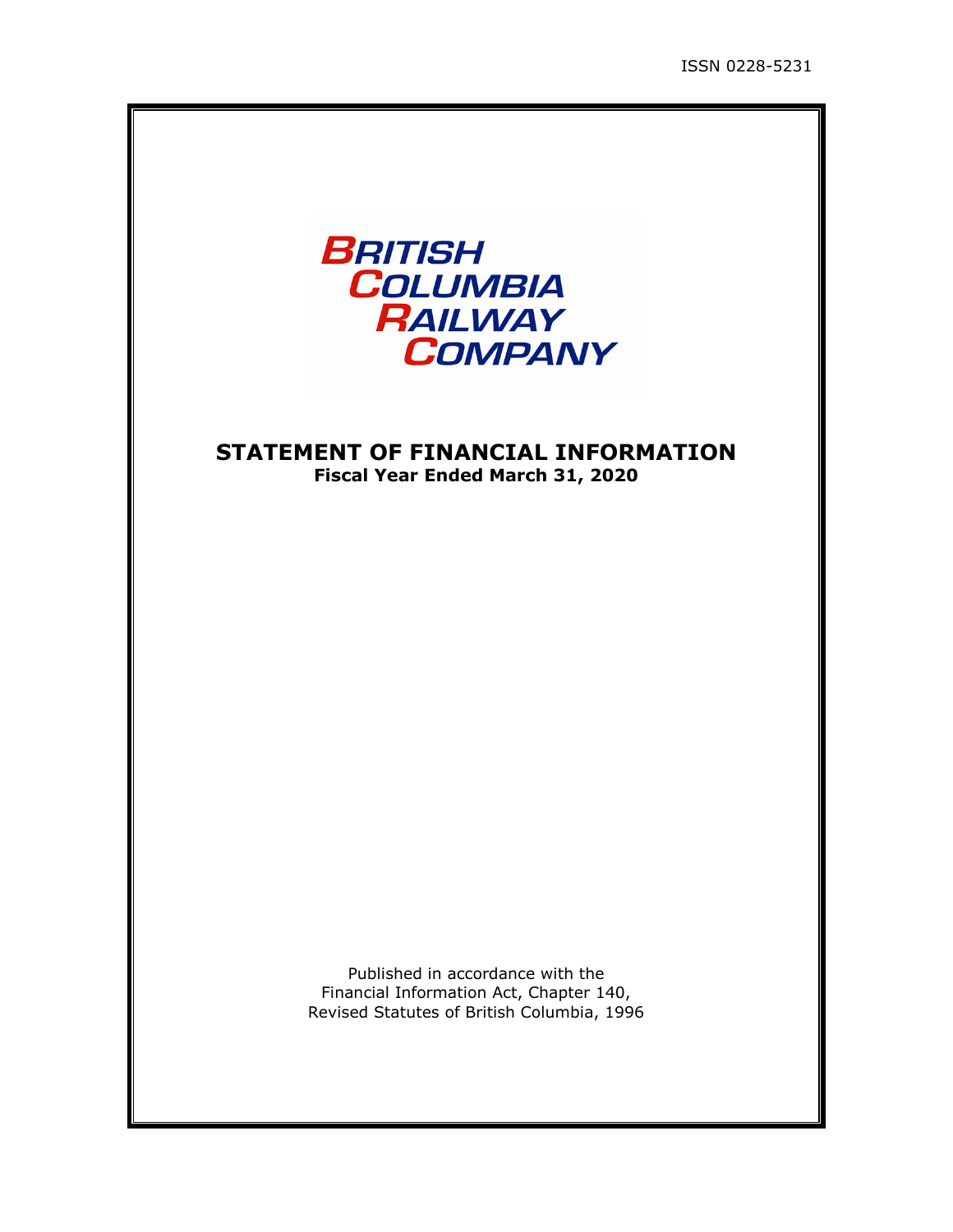ISSN 0228-5231

**BRITISH COLUMBIA RAILWAY COMPANY**

# STATEMENT OF FINANCIAL INFORMATION

**Fiscal Year Ended March 31, 2020**

Published in accordance with the
Financial Information Act, Chapter 140,
Revised Statutes of British Columbia, 1996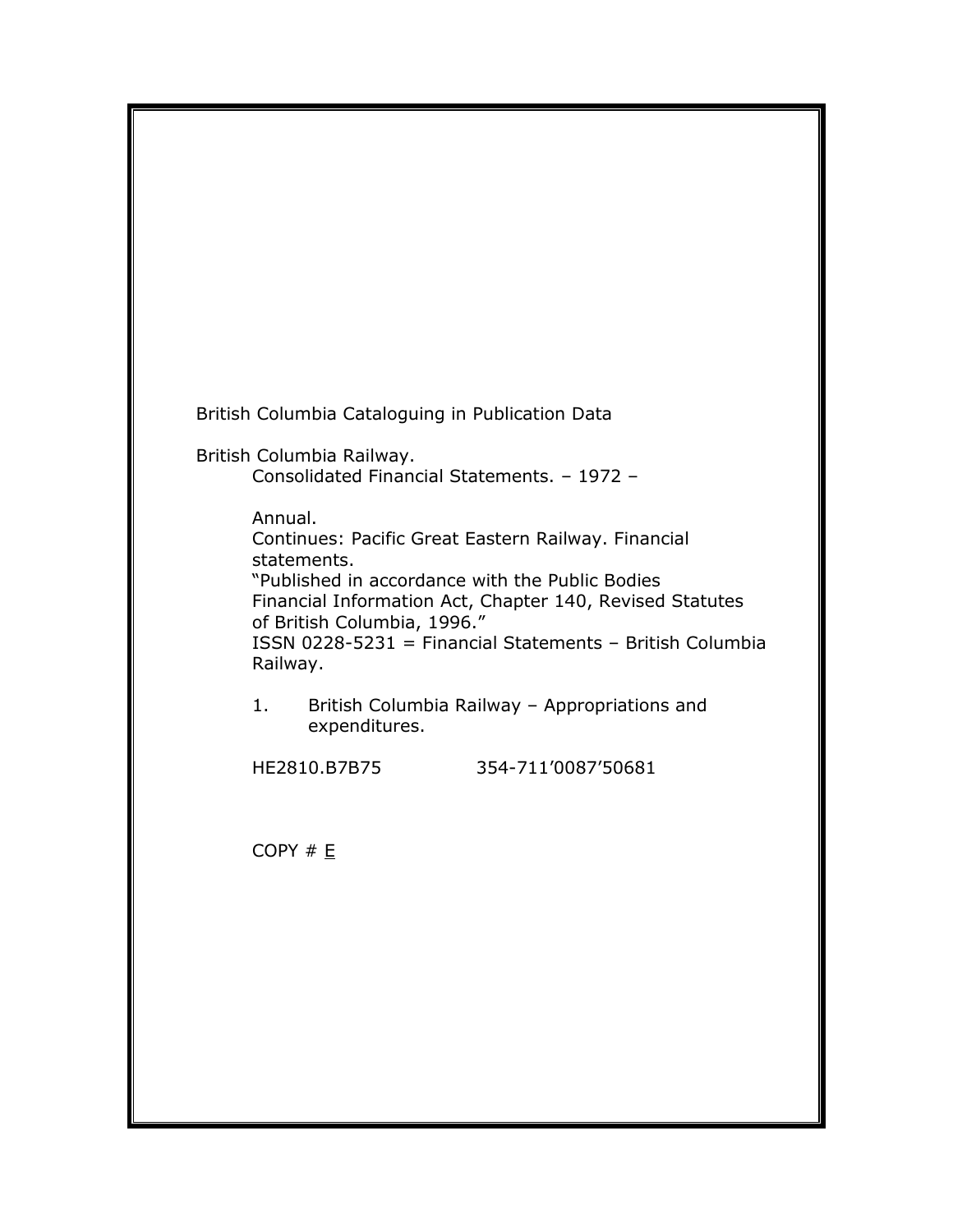British Columbia Cataloguing in Publication Data

British Columbia Railway.
Consolidated Financial Statements. – 1972 –

Annual.
Continues: Pacific Great Eastern Railway. Financial statements.
"Published in accordance with the Public Bodies Financial Information Act, Chapter 140, Revised Statutes of British Columbia, 1996."
ISSN 0228-5231 = Financial Statements – British Columbia Railway.

1. British Columbia Railway – Appropriations and expenditures.

HE2810.B7B75 354-711'0087'50681

COPY # E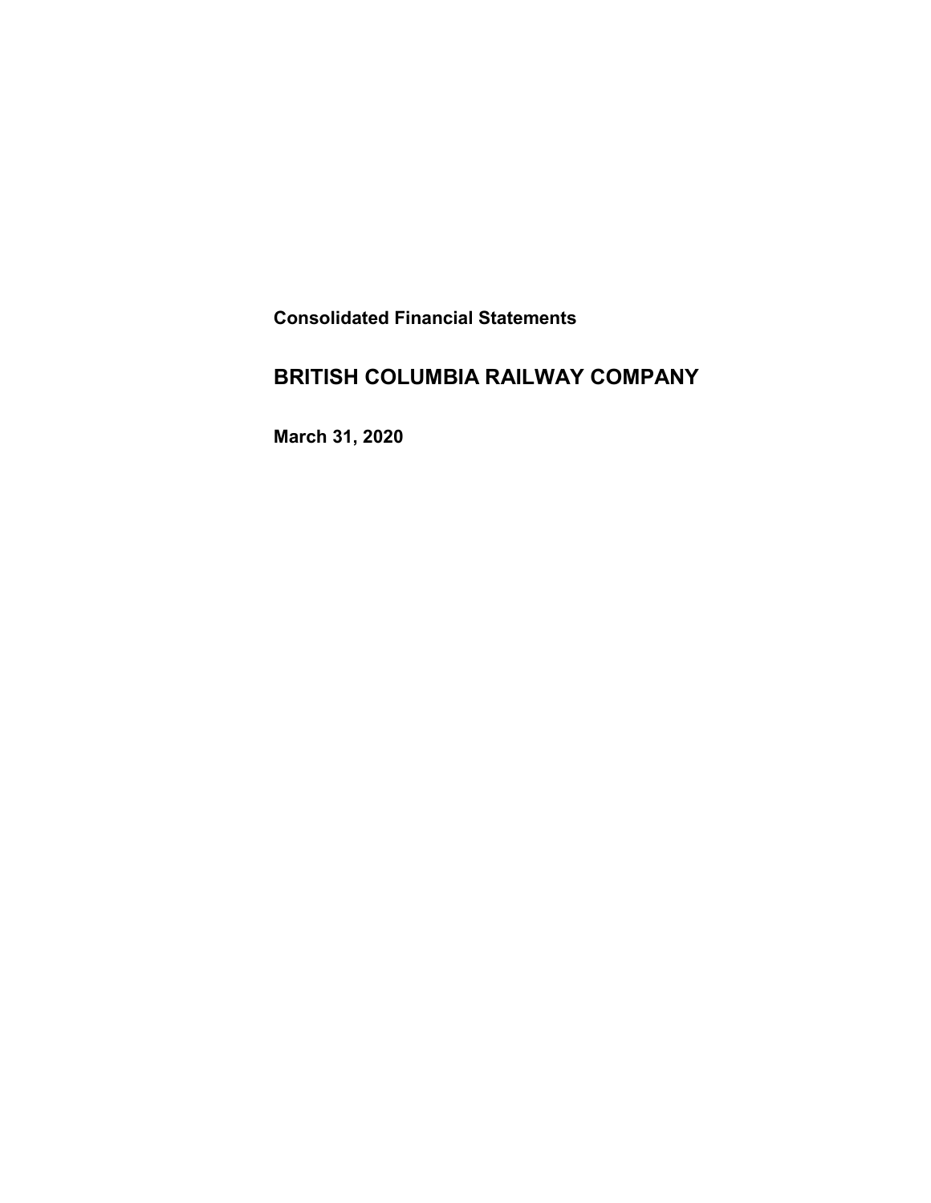**Consolidated Financial Statements**

# BRITISH COLUMBIA RAILWAY COMPANY

**March 31, 2020**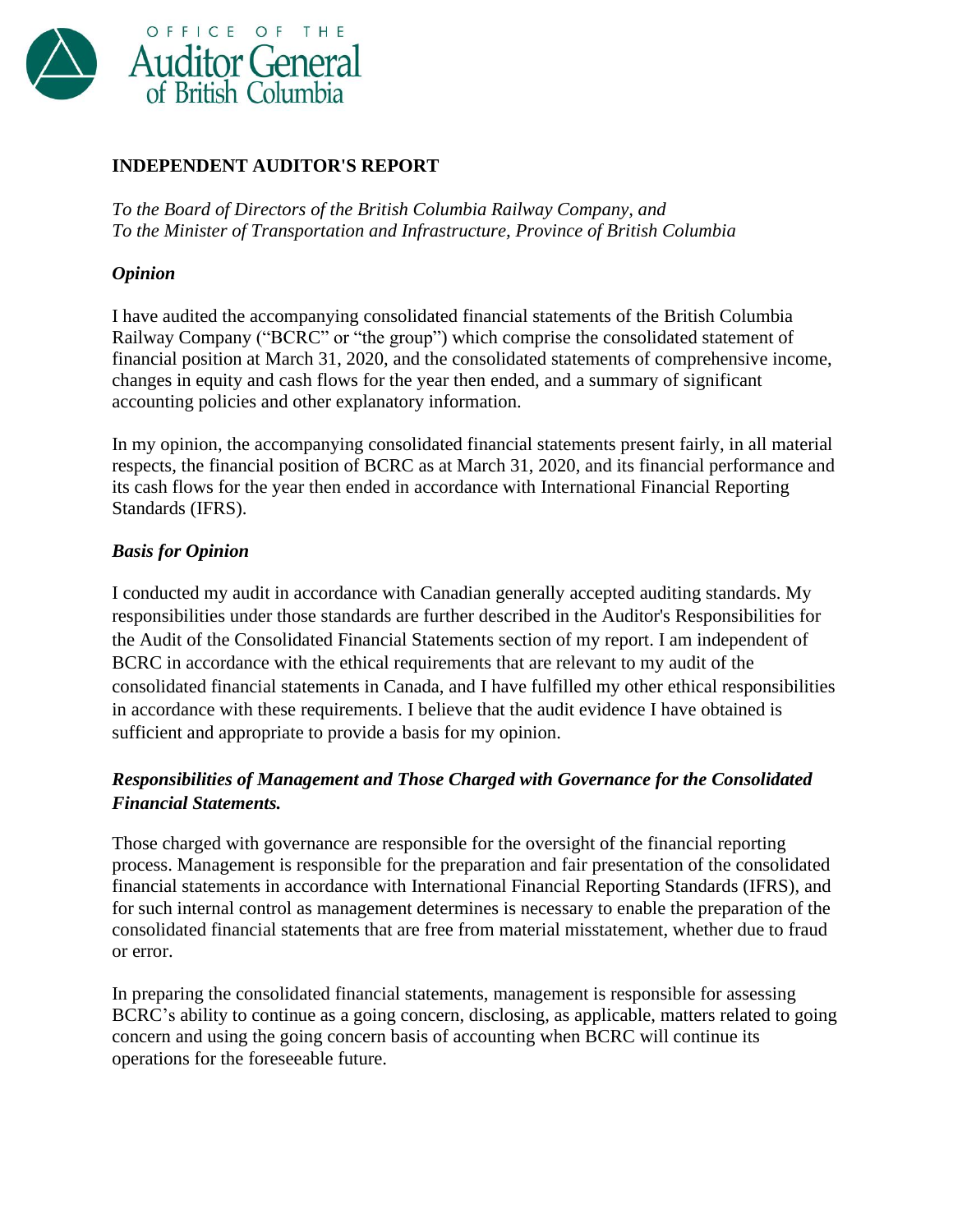OFFICE OF THE
Auditor General
of British Columbia

**INDEPENDENT AUDITOR'S REPORT**

*To the Board of Directors of the British Columbia Railway Company, and*
*To the Minister of Transportation and Infrastructure, Province of British Columbia*

***Opinion***

I have audited the accompanying consolidated financial statements of the British Columbia Railway Company ("BCRC" or "the group") which comprise the consolidated statement of financial position at March 31, 2020, and the consolidated statements of comprehensive income, changes in equity and cash flows for the year then ended, and a summary of significant accounting policies and other explanatory information.

In my opinion, the accompanying consolidated financial statements present fairly, in all material respects, the financial position of BCRC as at March 31, 2020, and its financial performance and its cash flows for the year then ended in accordance with International Financial Reporting Standards (IFRS).

***Basis for Opinion***

I conducted my audit in accordance with Canadian generally accepted auditing standards. My responsibilities under those standards are further described in the Auditor's Responsibilities for the Audit of the Consolidated Financial Statements section of my report. I am independent of BCRC in accordance with the ethical requirements that are relevant to my audit of the consolidated financial statements in Canada, and I have fulfilled my other ethical responsibilities in accordance with these requirements. I believe that the audit evidence I have obtained is sufficient and appropriate to provide a basis for my opinion.

***Responsibilities of Management and Those Charged with Governance for the Consolidated Financial Statements.***

Those charged with governance are responsible for the oversight of the financial reporting process. Management is responsible for the preparation and fair presentation of the consolidated financial statements in accordance with International Financial Reporting Standards (IFRS), and for such internal control as management determines is necessary to enable the preparation of the consolidated financial statements that are free from material misstatement, whether due to fraud or error.

In preparing the consolidated financial statements, management is responsible for assessing BCRC's ability to continue as a going concern, disclosing, as applicable, matters related to going concern and using the going concern basis of accounting when BCRC will continue its operations for the foreseeable future.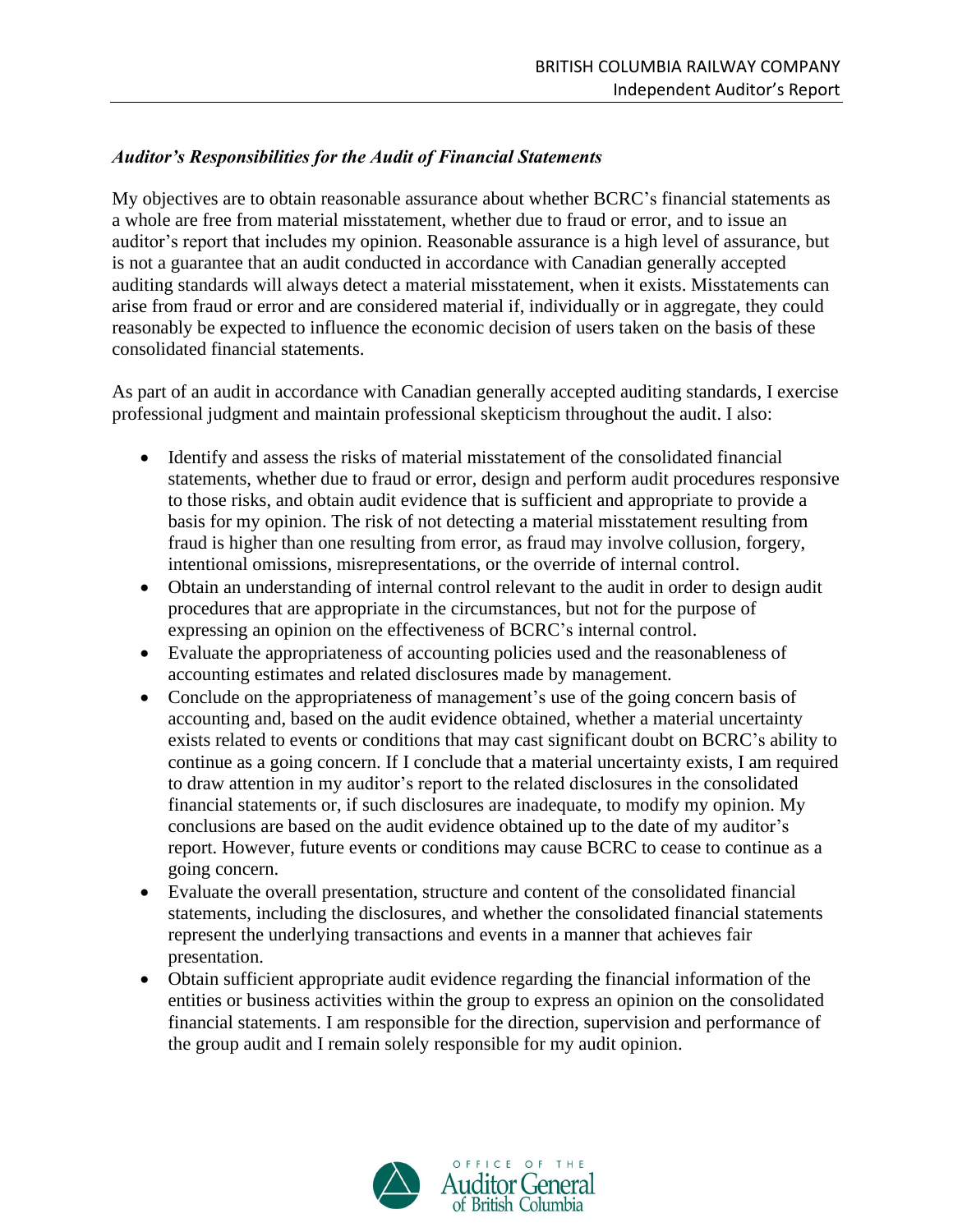### *Auditor's Responsibilities for the Audit of Financial Statements*

My objectives are to obtain reasonable assurance about whether BCRC's financial statements as a whole are free from material misstatement, whether due to fraud or error, and to issue an auditor's report that includes my opinion. Reasonable assurance is a high level of assurance, but is not a guarantee that an audit conducted in accordance with Canadian generally accepted auditing standards will always detect a material misstatement, when it exists. Misstatements can arise from fraud or error and are considered material if, individually or in aggregate, they could reasonably be expected to influence the economic decision of users taken on the basis of these consolidated financial statements.

As part of an audit in accordance with Canadian generally accepted auditing standards, I exercise professional judgment and maintain professional skepticism throughout the audit. I also:

- Identify and assess the risks of material misstatement of the consolidated financial statements, whether due to fraud or error, design and perform audit procedures responsive to those risks, and obtain audit evidence that is sufficient and appropriate to provide a basis for my opinion. The risk of not detecting a material misstatement resulting from fraud is higher than one resulting from error, as fraud may involve collusion, forgery, intentional omissions, misrepresentations, or the override of internal control.
- Obtain an understanding of internal control relevant to the audit in order to design audit procedures that are appropriate in the circumstances, but not for the purpose of expressing an opinion on the effectiveness of BCRC's internal control.
- Evaluate the appropriateness of accounting policies used and the reasonableness of accounting estimates and related disclosures made by management.
- Conclude on the appropriateness of management's use of the going concern basis of accounting and, based on the audit evidence obtained, whether a material uncertainty exists related to events or conditions that may cast significant doubt on BCRC's ability to continue as a going concern. If I conclude that a material uncertainty exists, I am required to draw attention in my auditor's report to the related disclosures in the consolidated financial statements or, if such disclosures are inadequate, to modify my opinion. My conclusions are based on the audit evidence obtained up to the date of my auditor's report. However, future events or conditions may cause BCRC to cease to continue as a going concern.
- Evaluate the overall presentation, structure and content of the consolidated financial statements, including the disclosures, and whether the consolidated financial statements represent the underlying transactions and events in a manner that achieves fair presentation.
- Obtain sufficient appropriate audit evidence regarding the financial information of the entities or business activities within the group to express an opinion on the consolidated financial statements. I am responsible for the direction, supervision and performance of the group audit and I remain solely responsible for my audit opinion.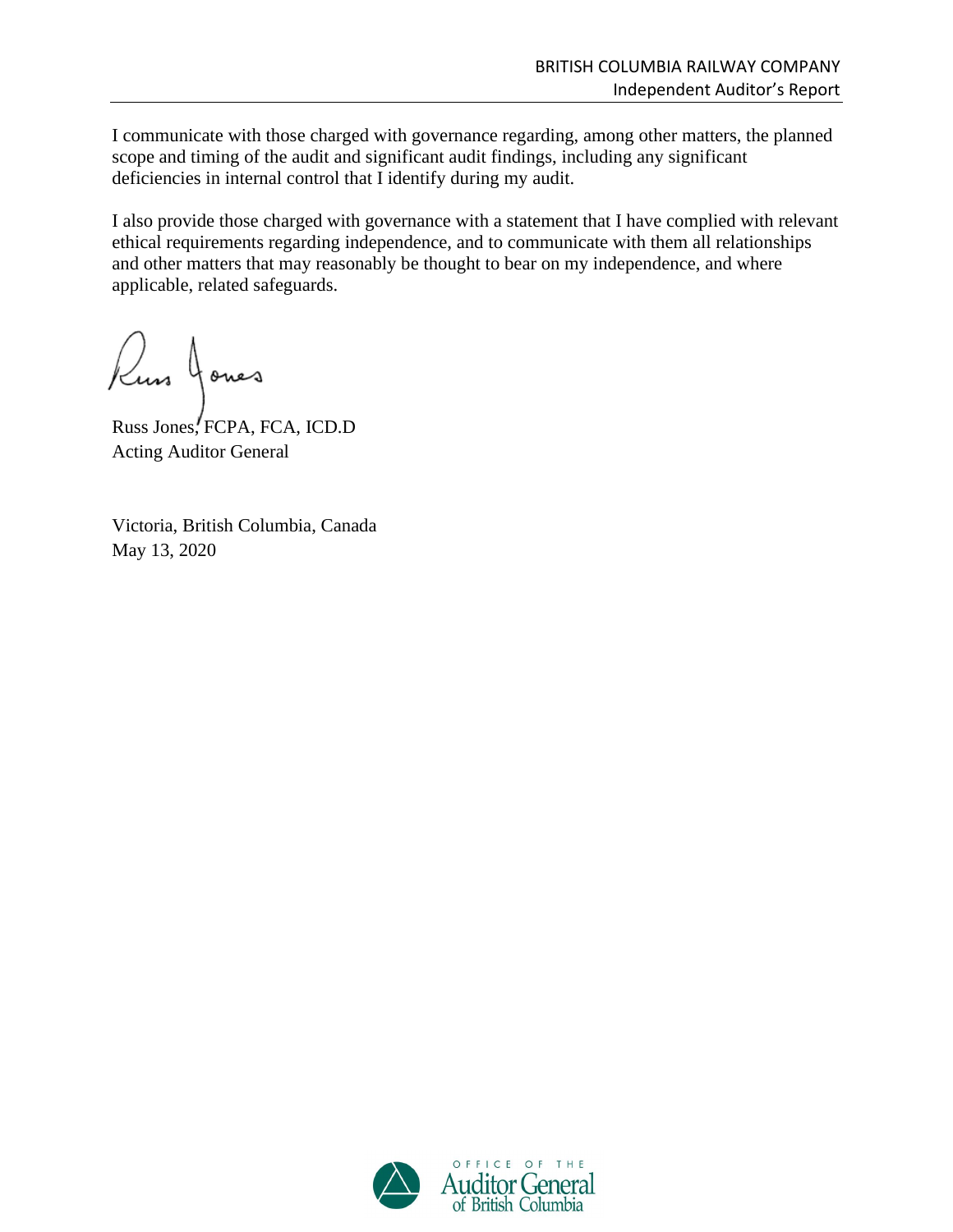I communicate with those charged with governance regarding, among other matters, the planned scope and timing of the audit and significant audit findings, including any significant deficiencies in internal control that I identify during my audit.

I also provide those charged with governance with a statement that I have complied with relevant ethical requirements regarding independence, and to communicate with them all relationships and other matters that may reasonably be thought to bear on my independence, and where applicable, related safeguards.

Russ Jones, FCPA, FCA, ICD.D
Acting Auditor General

Victoria, British Columbia, Canada
May 13, 2020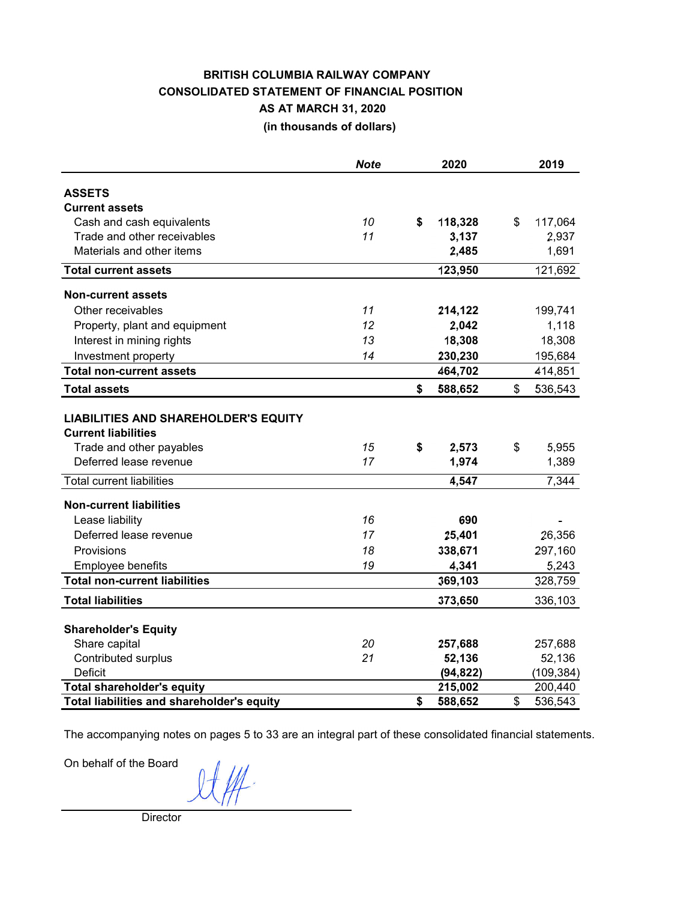# BRITISH COLUMBIA RAILWAY COMPANY
## CONSOLIDATED STATEMENT OF FINANCIAL POSITION
### AS AT MARCH 31, 2020
### (in thousands of dollars)

| | *Note* | 2020 | 2019 |
|---|---|---|---|
| **ASSETS** | | | |
| **Current assets** | | | |
| Cash and cash equivalents | *10* | **$ 118,328** | $ 117,064 |
| Trade and other receivables | *11* | **3,137** | 2,937 |
| Materials and other items | | **2,485** | 1,691 |
| **Total current assets** | | **123,950** | 121,692 |
| **Non-current assets** | | | |
| Other receivables | *11* | **214,122** | 199,741 |
| Property, plant and equipment | *12* | **2,042** | 1,118 |
| Interest in mining rights | *13* | **18,308** | 18,308 |
| Investment property | *14* | **230,230** | 195,684 |
| **Total non-current assets** | | **464,702** | 414,851 |
| **Total assets** | | **$ 588,652** | $ 536,543 |
| **LIABILITIES AND SHAREHOLDER'S EQUITY** | | | |
| **Current liabilities** | | | |
| Trade and other payables | *15* | **$ 2,573** | $ 5,955 |
| Deferred lease revenue | *17* | **1,974** | 1,389 |
| Total current liabilities | | **4,547** | 7,344 |
| **Non-current liabilities** | | | |
| Lease liability | *16* | **690** | - |
| Deferred lease revenue | *17* | **25,401** | 26,356 |
| Provisions | *18* | **338,671** | 297,160 |
| Employee benefits | *19* | **4,341** | 5,243 |
| **Total non-current liabilities** | | **369,103** | 328,759 |
| **Total liabilities** | | **373,650** | 336,103 |
| **Shareholder's Equity** | | | |
| Share capital | *20* | **257,688** | 257,688 |
| Contributed surplus | *21* | **52,136** | 52,136 |
| Deficit | | **(94,822)** | (109,384) |
| **Total shareholder's equity** | | **215,002** | 200,440 |
| **Total liabilities and shareholder's equity** | | **$ 588,652** | $ 536,543 |

The accompanying notes on pages 5 to 33 are an integral part of these consolidated financial statements.

On behalf of the Board

Director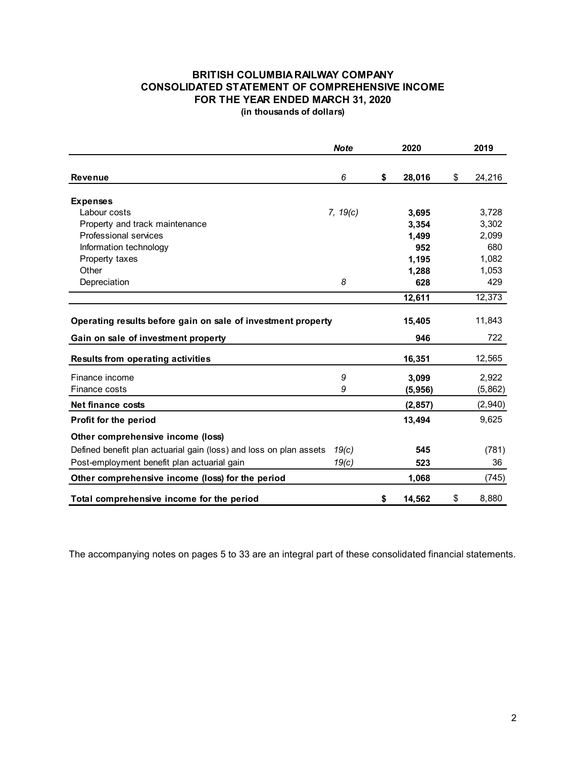# BRITISH COLUMBIA RAILWAY COMPANY
## CONSOLIDATED STATEMENT OF COMPREHENSIVE INCOME
## FOR THE YEAR ENDED MARCH 31, 2020
**(in thousands of dollars)**

| | *Note* | 2020 | 2019 |
|---|---|---|---|
| **Revenue** | 6 | **$ 28,016** | $ 24,216 |
| **Expenses** | | | |
| Labour costs | 7, 19(c) | **3,695** | 3,728 |
| Property and track maintenance | | **3,354** | 3,302 |
| Professional services | | **1,499** | 2,099 |
| Information technology | | **952** | 680 |
| Property taxes | | **1,195** | 1,082 |
| Other | | **1,288** | 1,053 |
| Depreciation | 8 | **628** | 429 |
| | | **12,611** | 12,373 |
| **Operating results before gain on sale of investment property** | | **15,405** | 11,843 |
| **Gain on sale of investment property** | | **946** | 722 |
| **Results from operating activities** | | **16,351** | 12,565 |
| Finance income | 9 | **3,099** | 2,922 |
| Finance costs | 9 | **(5,956)** | (5,862) |
| **Net finance costs** | | **(2,857)** | (2,940) |
| **Profit for the period** | | **13,494** | 9,625 |
| **Other comprehensive income (loss)** | | | |
| Defined benefit plan actuarial gain (loss) and loss on plan assets | 19(c) | **545** | (781) |
| Post-employment benefit plan actuarial gain | 19(c) | **523** | 36 |
| **Other comprehensive income (loss) for the period** | | **1,068** | (745) |
| **Total comprehensive income for the period** | | **$ 14,562** | $ 8,880 |

The accompanying notes on pages 5 to 33 are an integral part of these consolidated financial statements.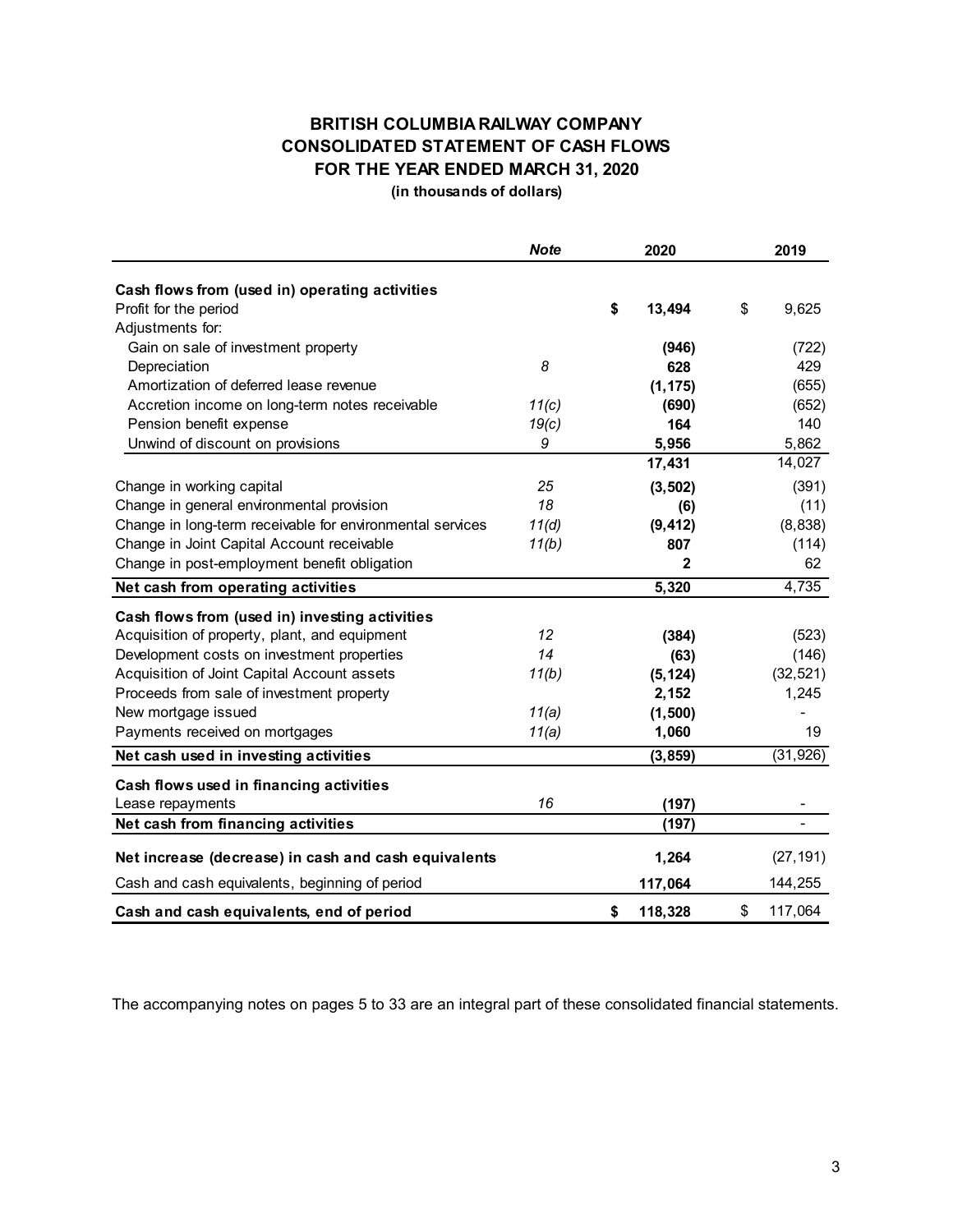# BRITISH COLUMBIA RAILWAY COMPANY
## CONSOLIDATED STATEMENT OF CASH FLOWS
## FOR THE YEAR ENDED MARCH 31, 2020
**(in thousands of dollars)**

| | *Note* | 2020 | 2019 |
|---|---|---|---|
| **Cash flows from (used in) operating activities** | | | |
| Profit for the period | | **$ 13,494** | $ 9,625 |
| Adjustments for: | | | |
| Gain on sale of investment property | | **(946)** | (722) |
| Depreciation | *8* | **628** | 429 |
| Amortization of deferred lease revenue | | **(1,175)** | (655) |
| Accretion income on long-term notes receivable | *11(c)* | **(690)** | (652) |
| Pension benefit expense | *19(c)* | **164** | 140 |
| Unwind of discount on provisions | *9* | **5,956** | 5,862 |
| | | **17,431** | 14,027 |
| Change in working capital | *25* | **(3,502)** | (391) |
| Change in general environmental provision | *18* | **(6)** | (11) |
| Change in long-term receivable for environmental services | *11(d)* | **(9,412)** | (8,838) |
| Change in Joint Capital Account receivable | *11(b)* | **807** | (114) |
| Change in post-employment benefit obligation | | **2** | 62 |
| **Net cash from operating activities** | | **5,320** | 4,735 |
| **Cash flows from (used in) investing activities** | | | |
| Acquisition of property, plant, and equipment | *12* | **(384)** | (523) |
| Development costs on investment properties | *14* | **(63)** | (146) |
| Acquisition of Joint Capital Account assets | *11(b)* | **(5,124)** | (32,521) |
| Proceeds from sale of investment property | | **2,152** | 1,245 |
| New mortgage issued | *11(a)* | **(1,500)** | - |
| Payments received on mortgages | *11(a)* | **1,060** | 19 |
| **Net cash used in investing activities** | | **(3,859)** | (31,926) |
| **Cash flows used in financing activities** | | | |
| Lease repayments | *16* | **(197)** | - |
| **Net cash from financing activities** | | **(197)** | - |
| **Net increase (decrease) in cash and cash equivalents** | | **1,264** | (27,191) |
| Cash and cash equivalents, beginning of period | | **117,064** | 144,255 |
| **Cash and cash equivalents, end of period** | | **$ 118,328** | $ 117,064 |

The accompanying notes on pages 5 to 33 are an integral part of these consolidated financial statements.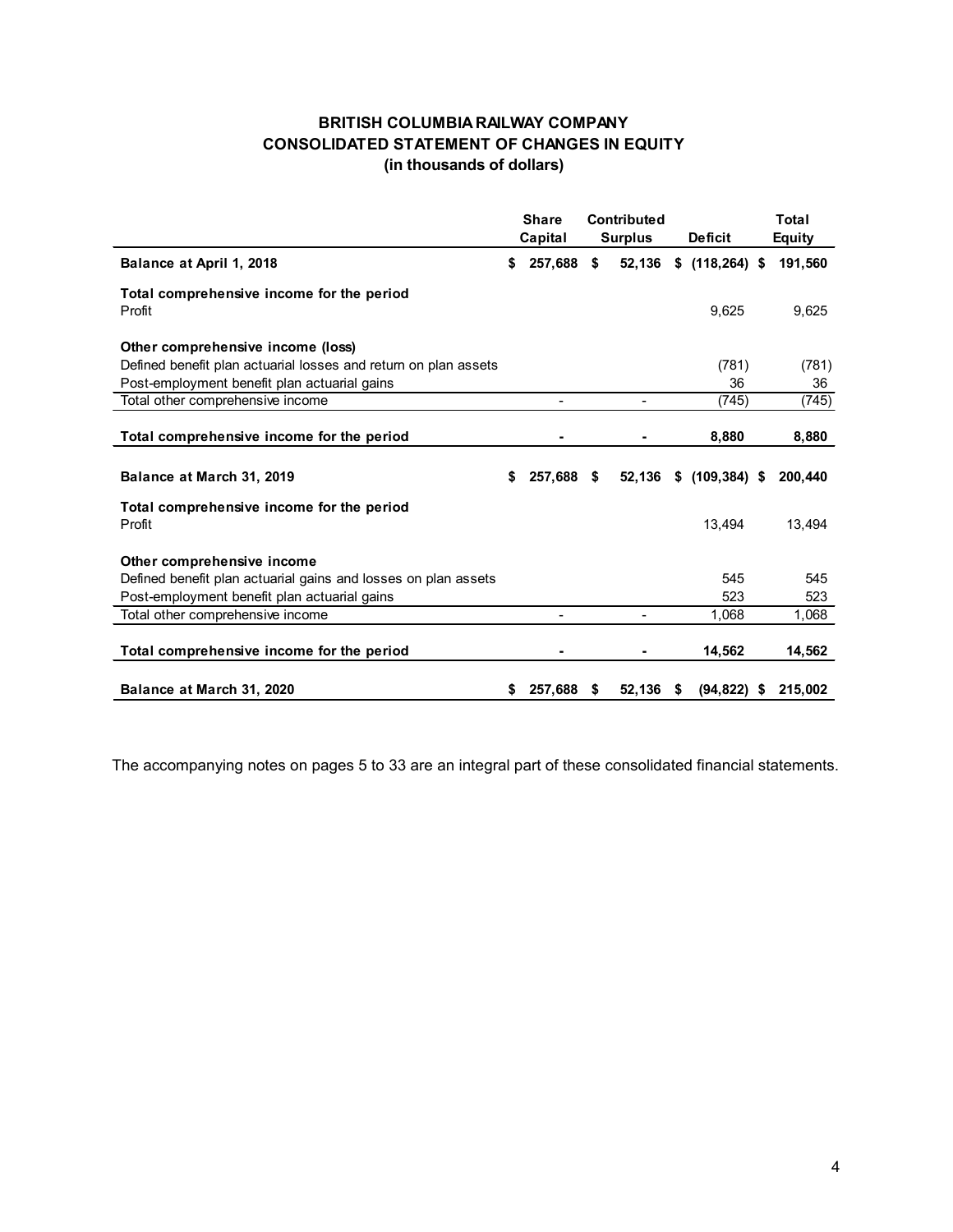# BRITISH COLUMBIA RAILWAY COMPANY
## CONSOLIDATED STATEMENT OF CHANGES IN EQUITY
### (in thousands of dollars)

| | Share Capital | Contributed Surplus | Deficit | Total Equity |
|---|---|---|---|---|
| **Balance at April 1, 2018** | **$ 257,688** | **$ 52,136** | **$ (118,264)** | **$ 191,560** |
| **Total comprehensive income for the period** | | | | |
| Profit | | | 9,625 | 9,625 |
| **Other comprehensive income (loss)** | | | | |
| Defined benefit plan actuarial losses and return on plan assets | | | (781) | (781) |
| Post-employment benefit plan actuarial gains | | | 36 | 36 |
| Total other comprehensive income | - | - | (745) | (745) |
| **Total comprehensive income for the period** | **-** | **-** | **8,880** | **8,880** |
| **Balance at March 31, 2019** | **$ 257,688** | **$ 52,136** | **$ (109,384)** | **$ 200,440** |
| **Total comprehensive income for the period** | | | | |
| Profit | | | 13,494 | 13,494 |
| **Other comprehensive income** | | | | |
| Defined benefit plan actuarial gains and losses on plan assets | | | 545 | 545 |
| Post-employment benefit plan actuarial gains | | | 523 | 523 |
| Total other comprehensive income | - | - | 1,068 | 1,068 |
| **Total comprehensive income for the period** | **-** | **-** | **14,562** | **14,562** |
| **Balance at March 31, 2020** | **$ 257,688** | **$ 52,136** | **$ (94,822)** | **$ 215,002** |

The accompanying notes on pages 5 to 33 are an integral part of these consolidated financial statements.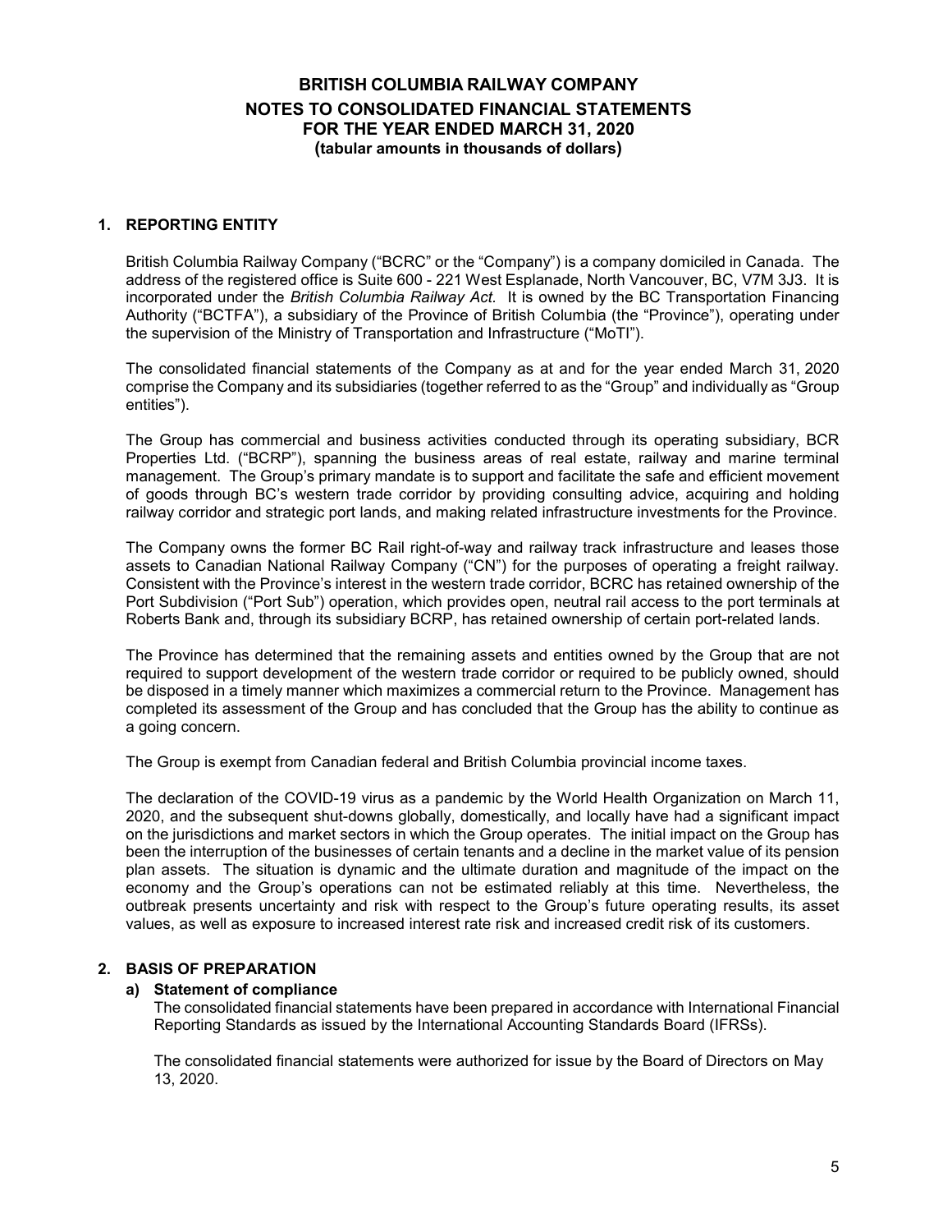## 1. REPORTING ENTITY

British Columbia Railway Company ("BCRC" or the "Company") is a company domiciled in Canada. The address of the registered office is Suite 600 - 221 West Esplanade, North Vancouver, BC, V7M 3J3. It is incorporated under the *British Columbia Railway Act.* It is owned by the BC Transportation Financing Authority ("BCTFA"), a subsidiary of the Province of British Columbia (the "Province"), operating under the supervision of the Ministry of Transportation and Infrastructure ("MoTI").

The consolidated financial statements of the Company as at and for the year ended March 31, 2020 comprise the Company and its subsidiaries (together referred to as the "Group" and individually as "Group entities").

The Group has commercial and business activities conducted through its operating subsidiary, BCR Properties Ltd. ("BCRP"), spanning the business areas of real estate, railway and marine terminal management. The Group's primary mandate is to support and facilitate the safe and efficient movement of goods through BC's western trade corridor by providing consulting advice, acquiring and holding railway corridor and strategic port lands, and making related infrastructure investments for the Province.

The Company owns the former BC Rail right-of-way and railway track infrastructure and leases those assets to Canadian National Railway Company ("CN") for the purposes of operating a freight railway. Consistent with the Province's interest in the western trade corridor, BCRC has retained ownership of the Port Subdivision ("Port Sub") operation, which provides open, neutral rail access to the port terminals at Roberts Bank and, through its subsidiary BCRP, has retained ownership of certain port-related lands.

The Province has determined that the remaining assets and entities owned by the Group that are not required to support development of the western trade corridor or required to be publicly owned, should be disposed in a timely manner which maximizes a commercial return to the Province. Management has completed its assessment of the Group and has concluded that the Group has the ability to continue as a going concern.

The Group is exempt from Canadian federal and British Columbia provincial income taxes.

The declaration of the COVID-19 virus as a pandemic by the World Health Organization on March 11, 2020, and the subsequent shut-downs globally, domestically, and locally have had a significant impact on the jurisdictions and market sectors in which the Group operates. The initial impact on the Group has been the interruption of the businesses of certain tenants and a decline in the market value of its pension plan assets. The situation is dynamic and the ultimate duration and magnitude of the impact on the economy and the Group's operations can not be estimated reliably at this time. Nevertheless, the outbreak presents uncertainty and risk with respect to the Group's future operating results, its asset values, as well as exposure to increased interest rate risk and increased credit risk of its customers.

## 2. BASIS OF PREPARATION

### a) Statement of compliance

The consolidated financial statements have been prepared in accordance with International Financial Reporting Standards as issued by the International Accounting Standards Board (IFRSs).

The consolidated financial statements were authorized for issue by the Board of Directors on May 13, 2020.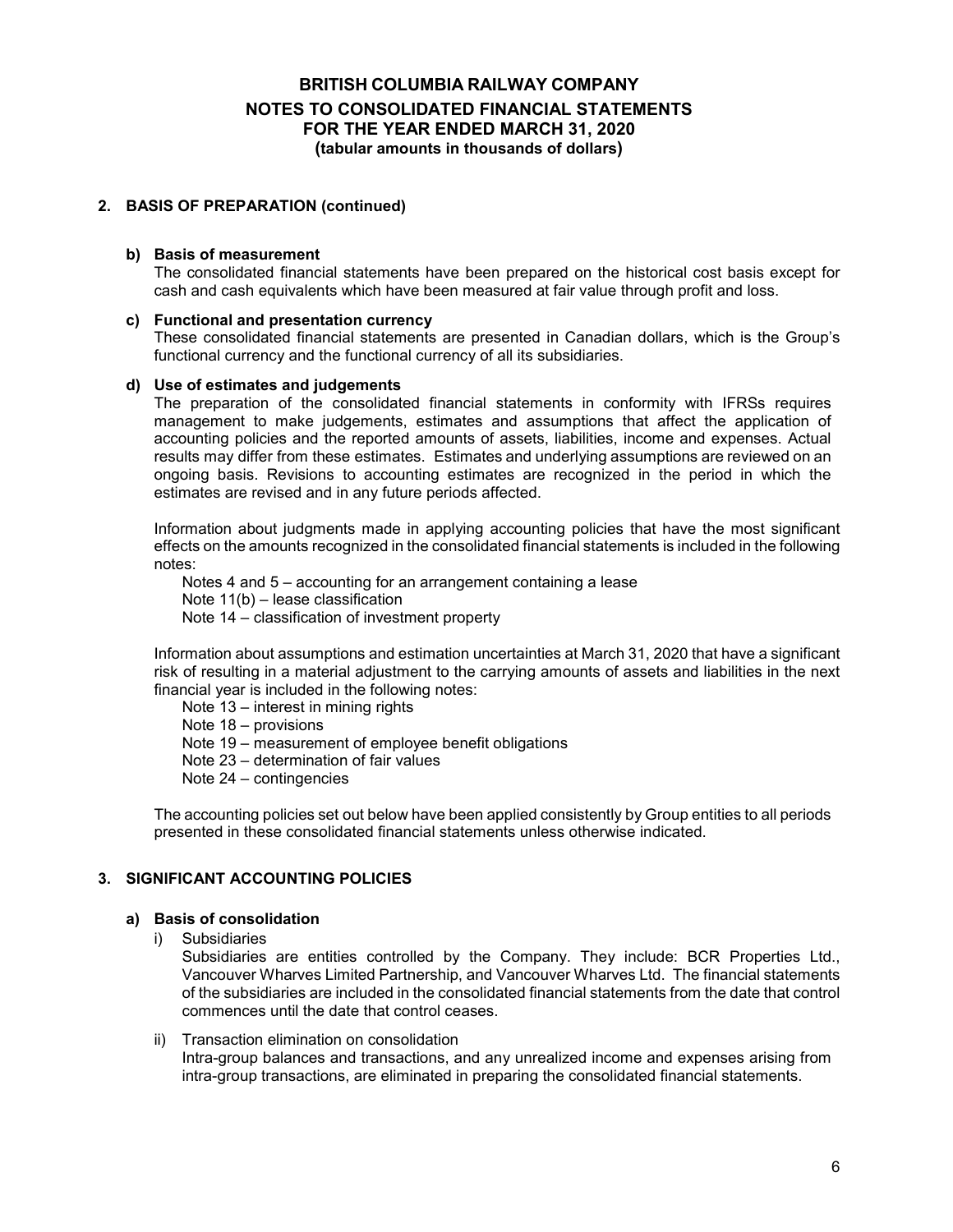## 2. BASIS OF PREPARATION (continued)

### b) Basis of measurement

The consolidated financial statements have been prepared on the historical cost basis except for cash and cash equivalents which have been measured at fair value through profit and loss.

### c) Functional and presentation currency

These consolidated financial statements are presented in Canadian dollars, which is the Group's functional currency and the functional currency of all its subsidiaries.

### d) Use of estimates and judgements

The preparation of the consolidated financial statements in conformity with IFRSs requires management to make judgements, estimates and assumptions that affect the application of accounting policies and the reported amounts of assets, liabilities, income and expenses. Actual results may differ from these estimates. Estimates and underlying assumptions are reviewed on an ongoing basis. Revisions to accounting estimates are recognized in the period in which the estimates are revised and in any future periods affected.

Information about judgments made in applying accounting policies that have the most significant effects on the amounts recognized in the consolidated financial statements is included in the following notes:

- Notes 4 and 5 – accounting for an arrangement containing a lease
- Note 11(b) – lease classification
- Note 14 – classification of investment property

Information about assumptions and estimation uncertainties at March 31, 2020 that have a significant risk of resulting in a material adjustment to the carrying amounts of assets and liabilities in the next financial year is included in the following notes:

- Note 13 – interest in mining rights
- Note 18 – provisions
- Note 19 – measurement of employee benefit obligations
- Note 23 – determination of fair values
- Note 24 – contingencies

The accounting policies set out below have been applied consistently by Group entities to all periods presented in these consolidated financial statements unless otherwise indicated.

## 3. SIGNIFICANT ACCOUNTING POLICIES

### a) Basis of consolidation

i) Subsidiaries

Subsidiaries are entities controlled by the Company. They include: BCR Properties Ltd., Vancouver Wharves Limited Partnership, and Vancouver Wharves Ltd. The financial statements of the subsidiaries are included in the consolidated financial statements from the date that control commences until the date that control ceases.

ii) Transaction elimination on consolidation

Intra-group balances and transactions, and any unrealized income and expenses arising from intra-group transactions, are eliminated in preparing the consolidated financial statements.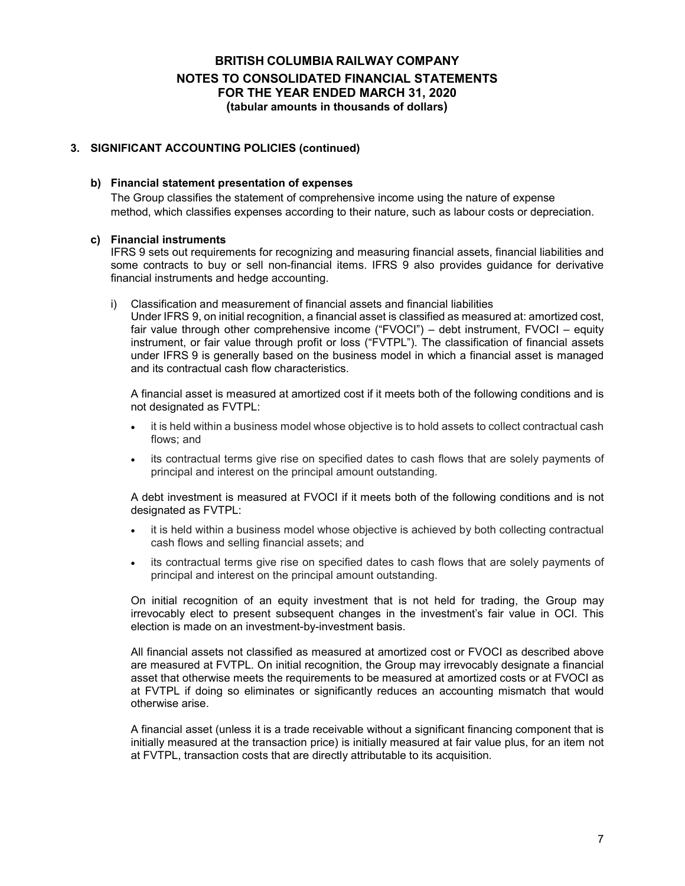## 3. SIGNIFICANT ACCOUNTING POLICIES (continued)

### b) Financial statement presentation of expenses

The Group classifies the statement of comprehensive income using the nature of expense method, which classifies expenses according to their nature, such as labour costs or depreciation.

### c) Financial instruments

IFRS 9 sets out requirements for recognizing and measuring financial assets, financial liabilities and some contracts to buy or sell non-financial items. IFRS 9 also provides guidance for derivative financial instruments and hedge accounting.

i) Classification and measurement of financial assets and financial liabilities

Under IFRS 9, on initial recognition, a financial asset is classified as measured at: amortized cost, fair value through other comprehensive income ("FVOCI") – debt instrument, FVOCI – equity instrument, or fair value through profit or loss ("FVTPL"). The classification of financial assets under IFRS 9 is generally based on the business model in which a financial asset is managed and its contractual cash flow characteristics.

A financial asset is measured at amortized cost if it meets both of the following conditions and is not designated as FVTPL:

- it is held within a business model whose objective is to hold assets to collect contractual cash flows; and
- its contractual terms give rise on specified dates to cash flows that are solely payments of principal and interest on the principal amount outstanding.

A debt investment is measured at FVOCI if it meets both of the following conditions and is not designated as FVTPL:

- it is held within a business model whose objective is achieved by both collecting contractual cash flows and selling financial assets; and
- its contractual terms give rise on specified dates to cash flows that are solely payments of principal and interest on the principal amount outstanding.

On initial recognition of an equity investment that is not held for trading, the Group may irrevocably elect to present subsequent changes in the investment's fair value in OCI. This election is made on an investment-by-investment basis.

All financial assets not classified as measured at amortized cost or FVOCI as described above are measured at FVTPL. On initial recognition, the Group may irrevocably designate a financial asset that otherwise meets the requirements to be measured at amortized costs or at FVOCI as at FVTPL if doing so eliminates or significantly reduces an accounting mismatch that would otherwise arise.

A financial asset (unless it is a trade receivable without a significant financing component that is initially measured at the transaction price) is initially measured at fair value plus, for an item not at FVTPL, transaction costs that are directly attributable to its acquisition.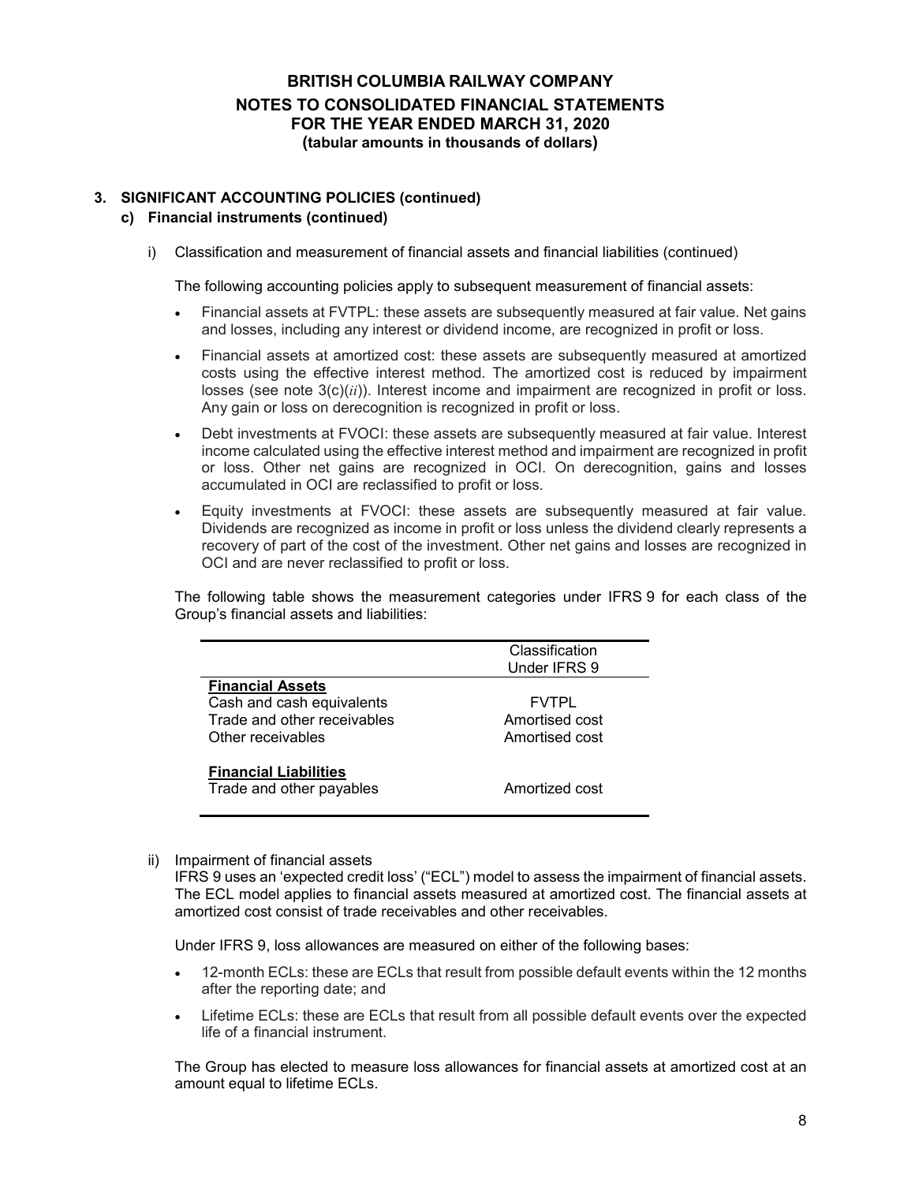# BRITISH COLUMBIA RAILWAY COMPANY
## NOTES TO CONSOLIDATED FINANCIAL STATEMENTS
## FOR THE YEAR ENDED MARCH 31, 2020
### (tabular amounts in thousands of dollars)

**3. SIGNIFICANT ACCOUNTING POLICIES (continued)**

**c) Financial instruments (continued)**

i) Classification and measurement of financial assets and financial liabilities (continued)

The following accounting policies apply to subsequent measurement of financial assets:

- Financial assets at FVTPL: these assets are subsequently measured at fair value. Net gains and losses, including any interest or dividend income, are recognized in profit or loss.
- Financial assets at amortized cost: these assets are subsequently measured at amortized costs using the effective interest method. The amortized cost is reduced by impairment losses (see note 3(c)(*ii*)). Interest income and impairment are recognized in profit or loss. Any gain or loss on derecognition is recognized in profit or loss.
- Debt investments at FVOCI: these assets are subsequently measured at fair value. Interest income calculated using the effective interest method and impairment are recognized in profit or loss. Other net gains are recognized in OCI. On derecognition, gains and losses accumulated in OCI are reclassified to profit or loss.
- Equity investments at FVOCI: these assets are subsequently measured at fair value. Dividends are recognized as income in profit or loss unless the dividend clearly represents a recovery of part of the cost of the investment. Other net gains and losses are recognized in OCI and are never reclassified to profit or loss.

The following table shows the measurement categories under IFRS 9 for each class of the Group's financial assets and liabilities:

| | Classification Under IFRS 9 |
|---|---|
| **Financial Assets** | |
| Cash and cash equivalents | FVTPL |
| Trade and other receivables | Amortised cost |
| Other receivables | Amortised cost |
| **Financial Liabilities** | |
| Trade and other payables | Amortized cost |

ii) Impairment of financial assets

IFRS 9 uses an 'expected credit loss' ("ECL") model to assess the impairment of financial assets. The ECL model applies to financial assets measured at amortized cost. The financial assets at amortized cost consist of trade receivables and other receivables.

Under IFRS 9, loss allowances are measured on either of the following bases:

- 12-month ECLs: these are ECLs that result from possible default events within the 12 months after the reporting date; and
- Lifetime ECLs: these are ECLs that result from all possible default events over the expected life of a financial instrument.

The Group has elected to measure loss allowances for financial assets at amortized cost at an amount equal to lifetime ECLs.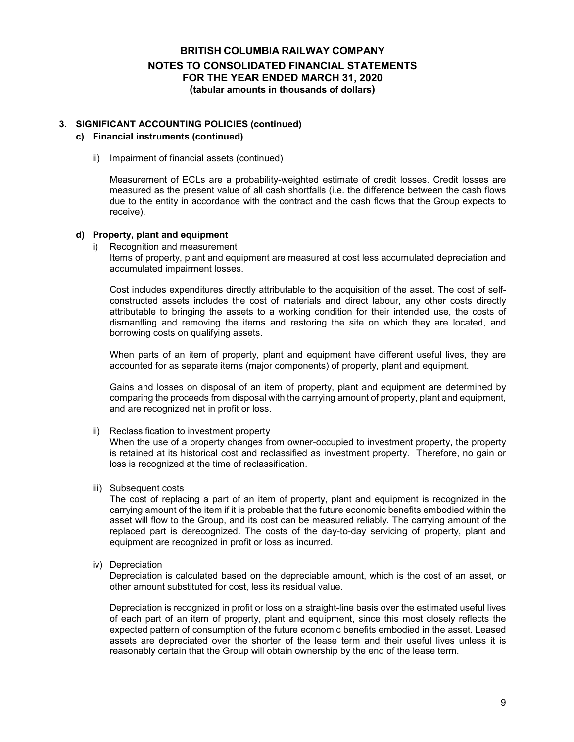## 3. SIGNIFICANT ACCOUNTING POLICIES (continued)

### c) Financial instruments (continued)

ii) Impairment of financial assets (continued)

Measurement of ECLs are a probability-weighted estimate of credit losses. Credit losses are measured as the present value of all cash shortfalls (i.e. the difference between the cash flows due to the entity in accordance with the contract and the cash flows that the Group expects to receive).

### d) Property, plant and equipment

i) Recognition and measurement

Items of property, plant and equipment are measured at cost less accumulated depreciation and accumulated impairment losses.

Cost includes expenditures directly attributable to the acquisition of the asset. The cost of self-constructed assets includes the cost of materials and direct labour, any other costs directly attributable to bringing the assets to a working condition for their intended use, the costs of dismantling and removing the items and restoring the site on which they are located, and borrowing costs on qualifying assets.

When parts of an item of property, plant and equipment have different useful lives, they are accounted for as separate items (major components) of property, plant and equipment.

Gains and losses on disposal of an item of property, plant and equipment are determined by comparing the proceeds from disposal with the carrying amount of property, plant and equipment, and are recognized net in profit or loss.

ii) Reclassification to investment property

When the use of a property changes from owner-occupied to investment property, the property is retained at its historical cost and reclassified as investment property. Therefore, no gain or loss is recognized at the time of reclassification.

iii) Subsequent costs

The cost of replacing a part of an item of property, plant and equipment is recognized in the carrying amount of the item if it is probable that the future economic benefits embodied within the asset will flow to the Group, and its cost can be measured reliably. The carrying amount of the replaced part is derecognized. The costs of the day-to-day servicing of property, plant and equipment are recognized in profit or loss as incurred.

iv) Depreciation

Depreciation is calculated based on the depreciable amount, which is the cost of an asset, or other amount substituted for cost, less its residual value.

Depreciation is recognized in profit or loss on a straight-line basis over the estimated useful lives of each part of an item of property, plant and equipment, since this most closely reflects the expected pattern of consumption of the future economic benefits embodied in the asset. Leased assets are depreciated over the shorter of the lease term and their useful lives unless it is reasonably certain that the Group will obtain ownership by the end of the lease term.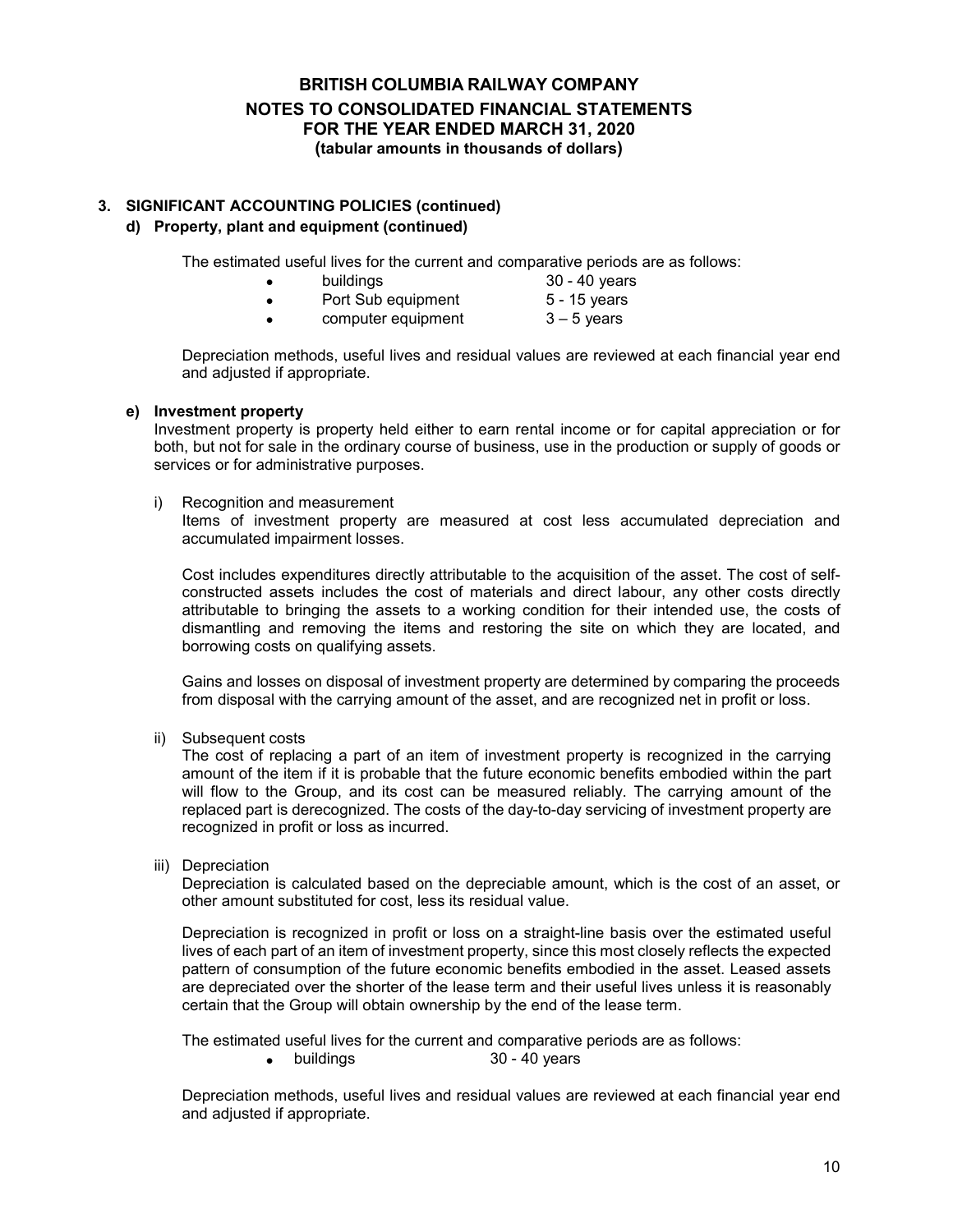## 3. SIGNIFICANT ACCOUNTING POLICIES (continued)

### d) Property, plant and equipment (continued)

The estimated useful lives for the current and comparative periods are as follows:

- buildings 30 - 40 years
- Port Sub equipment 5 - 15 years
- computer equipment 3 – 5 years

Depreciation methods, useful lives and residual values are reviewed at each financial year end and adjusted if appropriate.

### e) Investment property

Investment property is property held either to earn rental income or for capital appreciation or for both, but not for sale in the ordinary course of business, use in the production or supply of goods or services or for administrative purposes.

i) Recognition and measurement

Items of investment property are measured at cost less accumulated depreciation and accumulated impairment losses.

Cost includes expenditures directly attributable to the acquisition of the asset. The cost of self-constructed assets includes the cost of materials and direct labour, any other costs directly attributable to bringing the assets to a working condition for their intended use, the costs of dismantling and removing the items and restoring the site on which they are located, and borrowing costs on qualifying assets.

Gains and losses on disposal of investment property are determined by comparing the proceeds from disposal with the carrying amount of the asset, and are recognized net in profit or loss.

ii) Subsequent costs

The cost of replacing a part of an item of investment property is recognized in the carrying amount of the item if it is probable that the future economic benefits embodied within the part will flow to the Group, and its cost can be measured reliably. The carrying amount of the replaced part is derecognized. The costs of the day-to-day servicing of investment property are recognized in profit or loss as incurred.

iii) Depreciation

Depreciation is calculated based on the depreciable amount, which is the cost of an asset, or other amount substituted for cost, less its residual value.

Depreciation is recognized in profit or loss on a straight-line basis over the estimated useful lives of each part of an item of investment property, since this most closely reflects the expected pattern of consumption of the future economic benefits embodied in the asset. Leased assets are depreciated over the shorter of the lease term and their useful lives unless it is reasonably certain that the Group will obtain ownership by the end of the lease term.

The estimated useful lives for the current and comparative periods are as follows:

- buildings 30 - 40 years

Depreciation methods, useful lives and residual values are reviewed at each financial year end and adjusted if appropriate.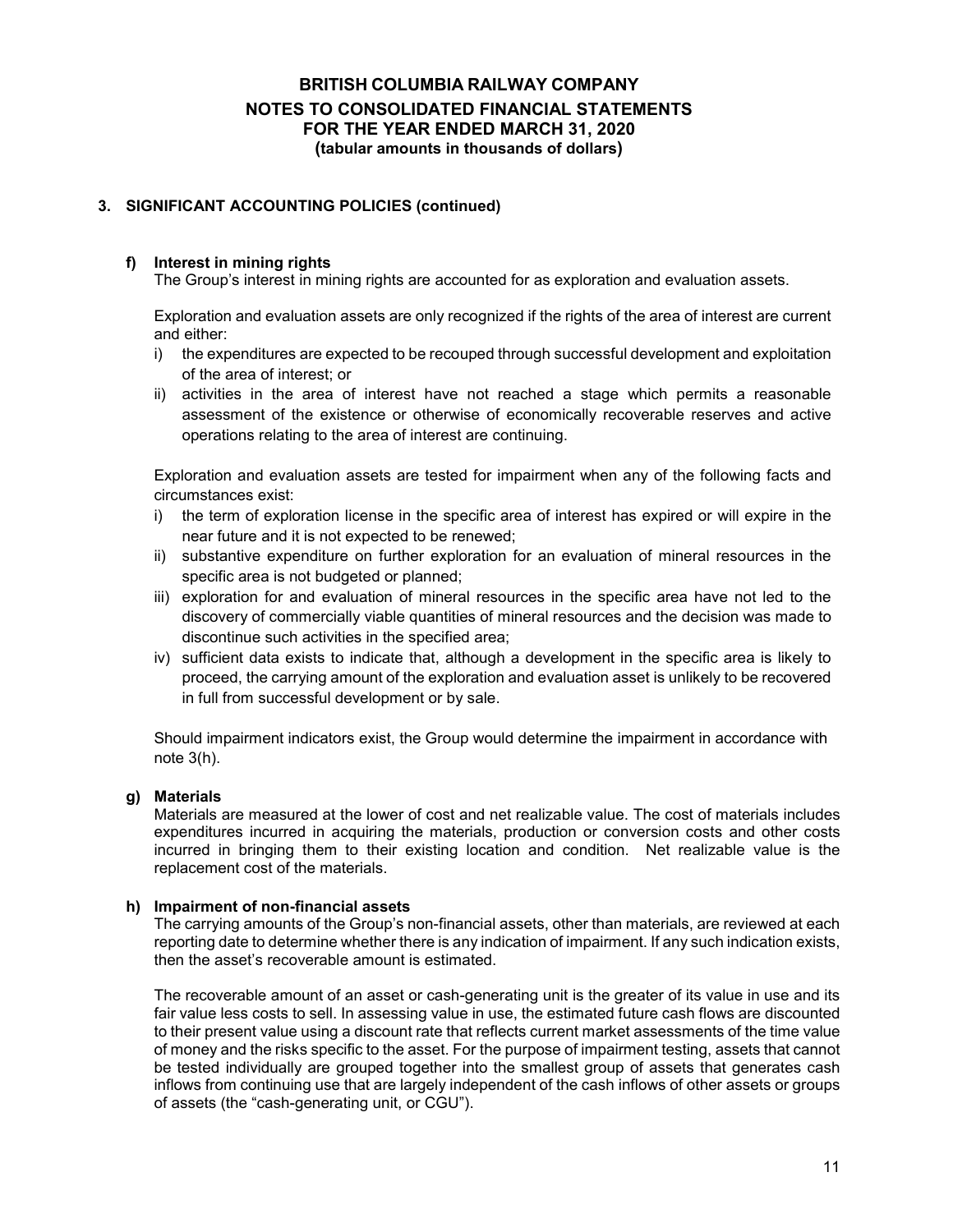## 3. SIGNIFICANT ACCOUNTING POLICIES (continued)

### f) Interest in mining rights

The Group's interest in mining rights are accounted for as exploration and evaluation assets.

Exploration and evaluation assets are only recognized if the rights of the area of interest are current and either:

i) the expenditures are expected to be recouped through successful development and exploitation of the area of interest; or
ii) activities in the area of interest have not reached a stage which permits a reasonable assessment of the existence or otherwise of economically recoverable reserves and active operations relating to the area of interest are continuing.

Exploration and evaluation assets are tested for impairment when any of the following facts and circumstances exist:

i) the term of exploration license in the specific area of interest has expired or will expire in the near future and it is not expected to be renewed;
ii) substantive expenditure on further exploration for an evaluation of mineral resources in the specific area is not budgeted or planned;
iii) exploration for and evaluation of mineral resources in the specific area have not led to the discovery of commercially viable quantities of mineral resources and the decision was made to discontinue such activities in the specified area;
iv) sufficient data exists to indicate that, although a development in the specific area is likely to proceed, the carrying amount of the exploration and evaluation asset is unlikely to be recovered in full from successful development or by sale.

Should impairment indicators exist, the Group would determine the impairment in accordance with note 3(h).

### g) Materials

Materials are measured at the lower of cost and net realizable value. The cost of materials includes expenditures incurred in acquiring the materials, production or conversion costs and other costs incurred in bringing them to their existing location and condition. Net realizable value is the replacement cost of the materials.

### h) Impairment of non-financial assets

The carrying amounts of the Group's non-financial assets, other than materials, are reviewed at each reporting date to determine whether there is any indication of impairment. If any such indication exists, then the asset's recoverable amount is estimated.

The recoverable amount of an asset or cash-generating unit is the greater of its value in use and its fair value less costs to sell. In assessing value in use, the estimated future cash flows are discounted to their present value using a discount rate that reflects current market assessments of the time value of money and the risks specific to the asset. For the purpose of impairment testing, assets that cannot be tested individually are grouped together into the smallest group of assets that generates cash inflows from continuing use that are largely independent of the cash inflows of other assets or groups of assets (the "cash-generating unit, or CGU").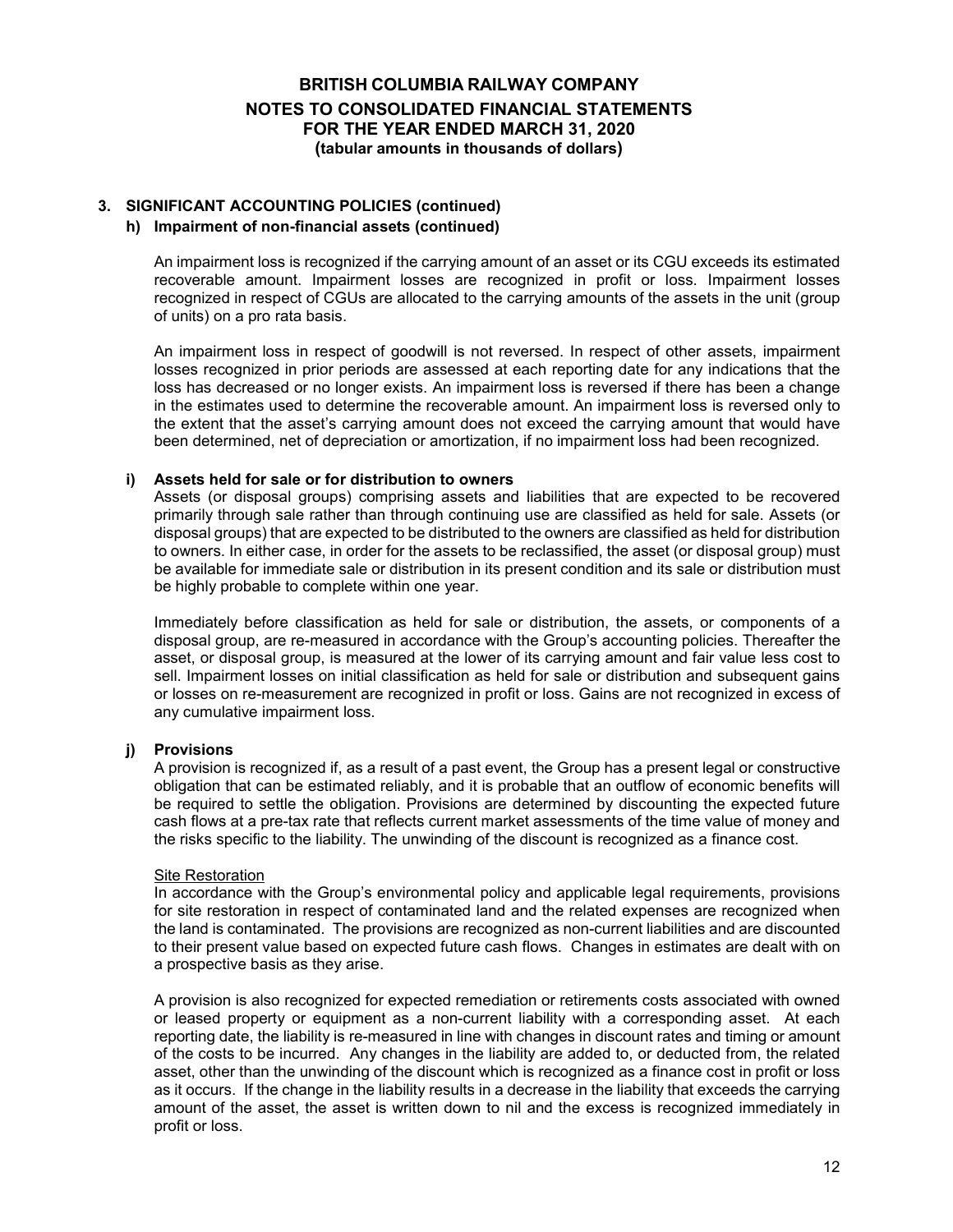## 3. SIGNIFICANT ACCOUNTING POLICIES (continued)

### h) Impairment of non-financial assets (continued)

An impairment loss is recognized if the carrying amount of an asset or its CGU exceeds its estimated recoverable amount. Impairment losses are recognized in profit or loss. Impairment losses recognized in respect of CGUs are allocated to the carrying amounts of the assets in the unit (group of units) on a pro rata basis.

An impairment loss in respect of goodwill is not reversed. In respect of other assets, impairment losses recognized in prior periods are assessed at each reporting date for any indications that the loss has decreased or no longer exists. An impairment loss is reversed if there has been a change in the estimates used to determine the recoverable amount. An impairment loss is reversed only to the extent that the asset's carrying amount does not exceed the carrying amount that would have been determined, net of depreciation or amortization, if no impairment loss had been recognized.

### i) Assets held for sale or for distribution to owners

Assets (or disposal groups) comprising assets and liabilities that are expected to be recovered primarily through sale rather than through continuing use are classified as held for sale. Assets (or disposal groups) that are expected to be distributed to the owners are classified as held for distribution to owners. In either case, in order for the assets to be reclassified, the asset (or disposal group) must be available for immediate sale or distribution in its present condition and its sale or distribution must be highly probable to complete within one year.

Immediately before classification as held for sale or distribution, the assets, or components of a disposal group, are re-measured in accordance with the Group's accounting policies. Thereafter the asset, or disposal group, is measured at the lower of its carrying amount and fair value less cost to sell. Impairment losses on initial classification as held for sale or distribution and subsequent gains or losses on re-measurement are recognized in profit or loss. Gains are not recognized in excess of any cumulative impairment loss.

### j) Provisions

A provision is recognized if, as a result of a past event, the Group has a present legal or constructive obligation that can be estimated reliably, and it is probable that an outflow of economic benefits will be required to settle the obligation. Provisions are determined by discounting the expected future cash flows at a pre-tax rate that reflects current market assessments of the time value of money and the risks specific to the liability. The unwinding of the discount is recognized as a finance cost.

Site Restoration

In accordance with the Group's environmental policy and applicable legal requirements, provisions for site restoration in respect of contaminated land and the related expenses are recognized when the land is contaminated. The provisions are recognized as non-current liabilities and are discounted to their present value based on expected future cash flows. Changes in estimates are dealt with on a prospective basis as they arise.

A provision is also recognized for expected remediation or retirements costs associated with owned or leased property or equipment as a non-current liability with a corresponding asset. At each reporting date, the liability is re-measured in line with changes in discount rates and timing or amount of the costs to be incurred. Any changes in the liability are added to, or deducted from, the related asset, other than the unwinding of the discount which is recognized as a finance cost in profit or loss as it occurs. If the change in the liability results in a decrease in the liability that exceeds the carrying amount of the asset, the asset is written down to nil and the excess is recognized immediately in profit or loss.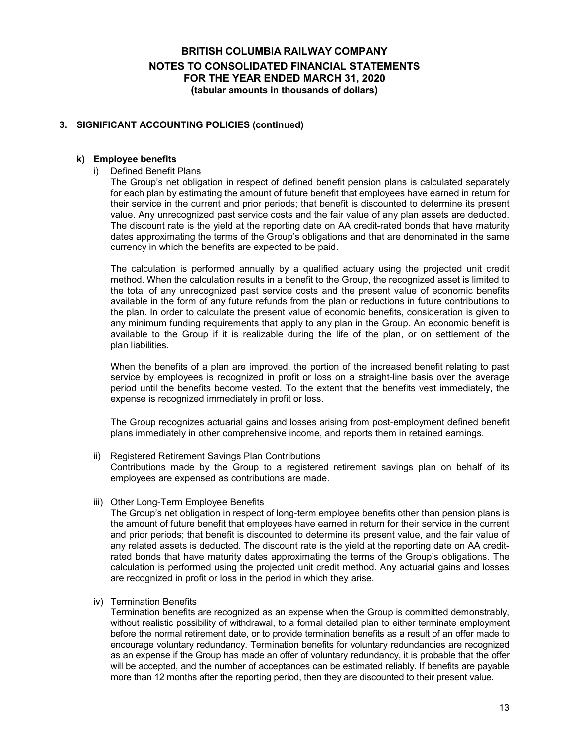## 3. SIGNIFICANT ACCOUNTING POLICIES (continued)

### k) Employee benefits

i) Defined Benefit Plans

The Group's net obligation in respect of defined benefit pension plans is calculated separately for each plan by estimating the amount of future benefit that employees have earned in return for their service in the current and prior periods; that benefit is discounted to determine its present value. Any unrecognized past service costs and the fair value of any plan assets are deducted. The discount rate is the yield at the reporting date on AA credit-rated bonds that have maturity dates approximating the terms of the Group's obligations and that are denominated in the same currency in which the benefits are expected to be paid.

The calculation is performed annually by a qualified actuary using the projected unit credit method. When the calculation results in a benefit to the Group, the recognized asset is limited to the total of any unrecognized past service costs and the present value of economic benefits available in the form of any future refunds from the plan or reductions in future contributions to the plan. In order to calculate the present value of economic benefits, consideration is given to any minimum funding requirements that apply to any plan in the Group. An economic benefit is available to the Group if it is realizable during the life of the plan, or on settlement of the plan liabilities.

When the benefits of a plan are improved, the portion of the increased benefit relating to past service by employees is recognized in profit or loss on a straight-line basis over the average period until the benefits become vested. To the extent that the benefits vest immediately, the expense is recognized immediately in profit or loss.

The Group recognizes actuarial gains and losses arising from post-employment defined benefit plans immediately in other comprehensive income, and reports them in retained earnings.

ii) Registered Retirement Savings Plan Contributions

Contributions made by the Group to a registered retirement savings plan on behalf of its employees are expensed as contributions are made.

iii) Other Long-Term Employee Benefits

The Group's net obligation in respect of long-term employee benefits other than pension plans is the amount of future benefit that employees have earned in return for their service in the current and prior periods; that benefit is discounted to determine its present value, and the fair value of any related assets is deducted. The discount rate is the yield at the reporting date on AA credit-rated bonds that have maturity dates approximating the terms of the Group's obligations. The calculation is performed using the projected unit credit method. Any actuarial gains and losses are recognized in profit or loss in the period in which they arise.

iv) Termination Benefits

Termination benefits are recognized as an expense when the Group is committed demonstrably, without realistic possibility of withdrawal, to a formal detailed plan to either terminate employment before the normal retirement date, or to provide termination benefits as a result of an offer made to encourage voluntary redundancy. Termination benefits for voluntary redundancies are recognized as an expense if the Group has made an offer of voluntary redundancy, it is probable that the offer will be accepted, and the number of acceptances can be estimated reliably. If benefits are payable more than 12 months after the reporting period, then they are discounted to their present value.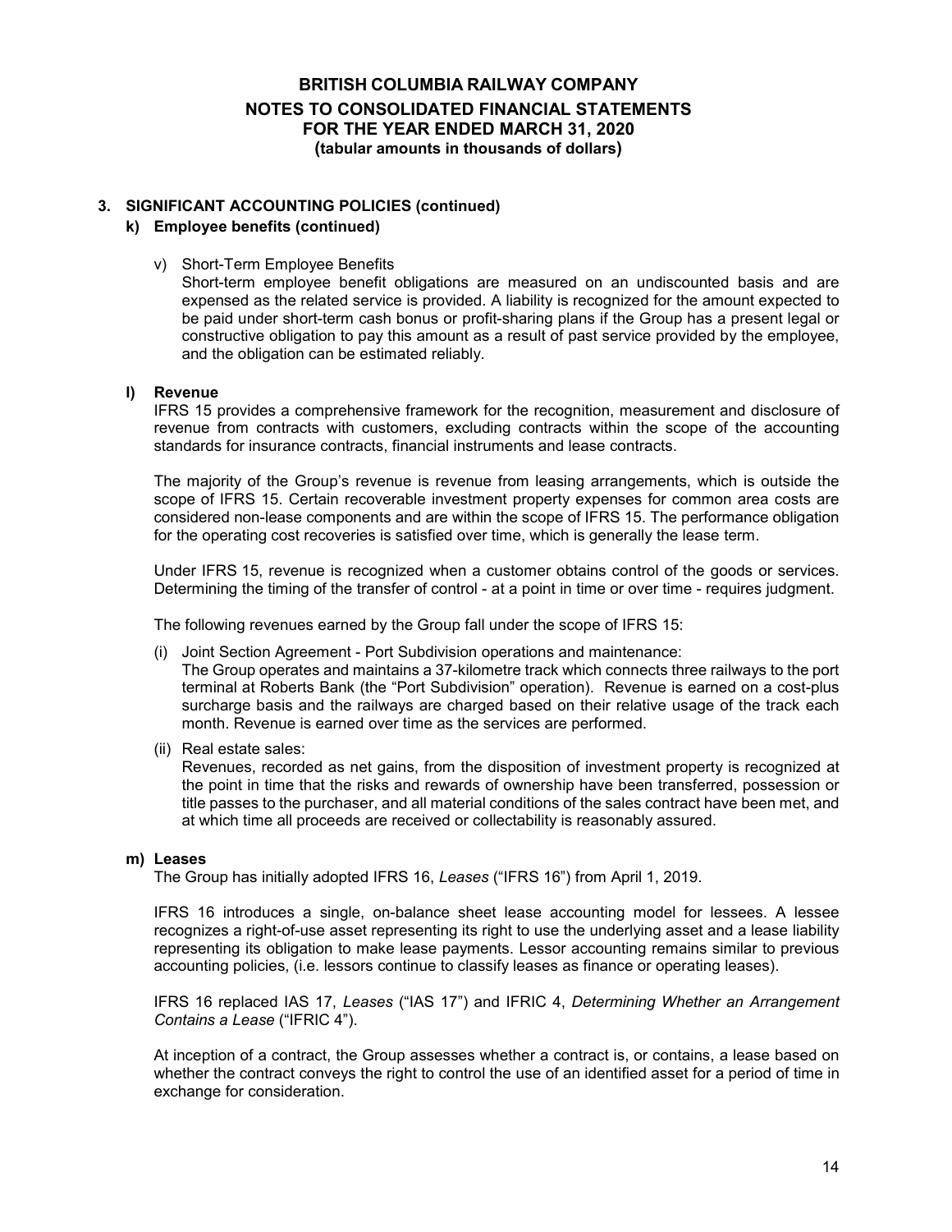## 3. SIGNIFICANT ACCOUNTING POLICIES (continued)

### k) Employee benefits (continued)

v) Short-Term Employee Benefits

Short-term employee benefit obligations are measured on an undiscounted basis and are expensed as the related service is provided. A liability is recognized for the amount expected to be paid under short-term cash bonus or profit-sharing plans if the Group has a present legal or constructive obligation to pay this amount as a result of past service provided by the employee, and the obligation can be estimated reliably.

### l) Revenue

IFRS 15 provides a comprehensive framework for the recognition, measurement and disclosure of revenue from contracts with customers, excluding contracts within the scope of the accounting standards for insurance contracts, financial instruments and lease contracts.

The majority of the Group's revenue is revenue from leasing arrangements, which is outside the scope of IFRS 15. Certain recoverable investment property expenses for common area costs are considered non-lease components and are within the scope of IFRS 15. The performance obligation for the operating cost recoveries is satisfied over time, which is generally the lease term.

Under IFRS 15, revenue is recognized when a customer obtains control of the goods or services. Determining the timing of the transfer of control - at a point in time or over time - requires judgment.

The following revenues earned by the Group fall under the scope of IFRS 15:

(i) Joint Section Agreement - Port Subdivision operations and maintenance:
The Group operates and maintains a 37-kilometre track which connects three railways to the port terminal at Roberts Bank (the "Port Subdivision" operation). Revenue is earned on a cost-plus surcharge basis and the railways are charged based on their relative usage of the track each month. Revenue is earned over time as the services are performed.

(ii) Real estate sales:
Revenues, recorded as net gains, from the disposition of investment property is recognized at the point in time that the risks and rewards of ownership have been transferred, possession or title passes to the purchaser, and all material conditions of the sales contract have been met, and at which time all proceeds are received or collectability is reasonably assured.

### m) Leases

The Group has initially adopted IFRS 16, *Leases* ("IFRS 16") from April 1, 2019.

IFRS 16 introduces a single, on-balance sheet lease accounting model for lessees. A lessee recognizes a right-of-use asset representing its right to use the underlying asset and a lease liability representing its obligation to make lease payments. Lessor accounting remains similar to previous accounting policies, (i.e. lessors continue to classify leases as finance or operating leases).

IFRS 16 replaced IAS 17, *Leases* ("IAS 17") and IFRIC 4, *Determining Whether an Arrangement Contains a Lease* ("IFRIC 4").

At inception of a contract, the Group assesses whether a contract is, or contains, a lease based on whether the contract conveys the right to control the use of an identified asset for a period of time in exchange for consideration.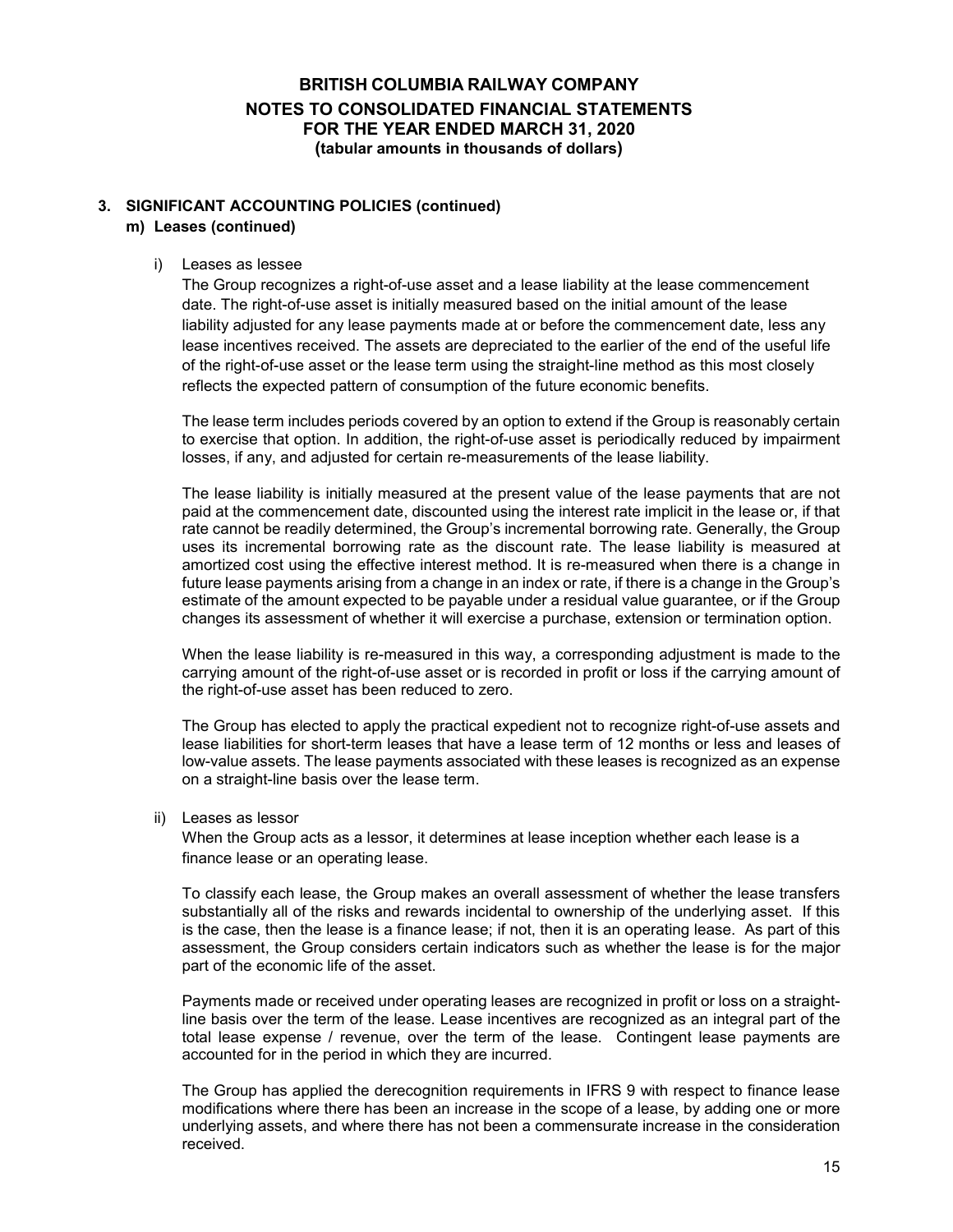## 3. SIGNIFICANT ACCOUNTING POLICIES (continued)

### m) Leases (continued)

i) Leases as lessee

The Group recognizes a right-of-use asset and a lease liability at the lease commencement date. The right-of-use asset is initially measured based on the initial amount of the lease liability adjusted for any lease payments made at or before the commencement date, less any lease incentives received. The assets are depreciated to the earlier of the end of the useful life of the right-of-use asset or the lease term using the straight-line method as this most closely reflects the expected pattern of consumption of the future economic benefits.

The lease term includes periods covered by an option to extend if the Group is reasonably certain to exercise that option. In addition, the right-of-use asset is periodically reduced by impairment losses, if any, and adjusted for certain re-measurements of the lease liability.

The lease liability is initially measured at the present value of the lease payments that are not paid at the commencement date, discounted using the interest rate implicit in the lease or, if that rate cannot be readily determined, the Group's incremental borrowing rate. Generally, the Group uses its incremental borrowing rate as the discount rate. The lease liability is measured at amortized cost using the effective interest method. It is re-measured when there is a change in future lease payments arising from a change in an index or rate, if there is a change in the Group's estimate of the amount expected to be payable under a residual value guarantee, or if the Group changes its assessment of whether it will exercise a purchase, extension or termination option.

When the lease liability is re-measured in this way, a corresponding adjustment is made to the carrying amount of the right-of-use asset or is recorded in profit or loss if the carrying amount of the right-of-use asset has been reduced to zero.

The Group has elected to apply the practical expedient not to recognize right-of-use assets and lease liabilities for short-term leases that have a lease term of 12 months or less and leases of low-value assets. The lease payments associated with these leases is recognized as an expense on a straight-line basis over the lease term.

ii) Leases as lessor

When the Group acts as a lessor, it determines at lease inception whether each lease is a finance lease or an operating lease.

To classify each lease, the Group makes an overall assessment of whether the lease transfers substantially all of the risks and rewards incidental to ownership of the underlying asset. If this is the case, then the lease is a finance lease; if not, then it is an operating lease. As part of this assessment, the Group considers certain indicators such as whether the lease is for the major part of the economic life of the asset.

Payments made or received under operating leases are recognized in profit or loss on a straight-line basis over the term of the lease. Lease incentives are recognized as an integral part of the total lease expense / revenue, over the term of the lease. Contingent lease payments are accounted for in the period in which they are incurred.

The Group has applied the derecognition requirements in IFRS 9 with respect to finance lease modifications where there has been an increase in the scope of a lease, by adding one or more underlying assets, and where there has not been a commensurate increase in the consideration received.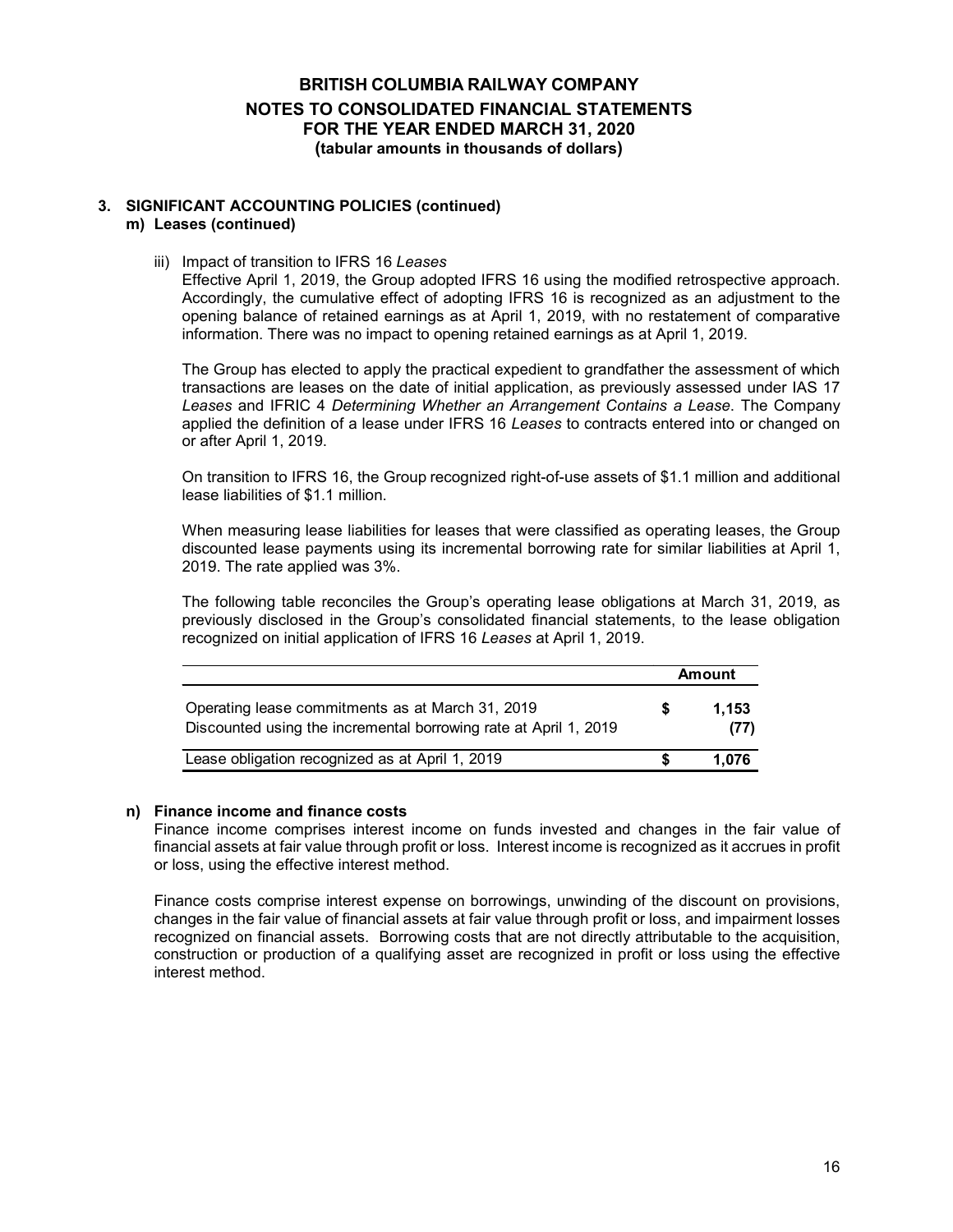# BRITISH COLUMBIA RAILWAY COMPANY
## NOTES TO CONSOLIDATED FINANCIAL STATEMENTS
## FOR THE YEAR ENDED MARCH 31, 2020
### (tabular amounts in thousands of dollars)

## 3. SIGNIFICANT ACCOUNTING POLICIES (continued)

### m) Leases (continued)

iii) Impact of transition to IFRS 16 *Leases*

Effective April 1, 2019, the Group adopted IFRS 16 using the modified retrospective approach. Accordingly, the cumulative effect of adopting IFRS 16 is recognized as an adjustment to the opening balance of retained earnings as at April 1, 2019, with no restatement of comparative information. There was no impact to opening retained earnings as at April 1, 2019.

The Group has elected to apply the practical expedient to grandfather the assessment of which transactions are leases on the date of initial application, as previously assessed under IAS 17 *Leases* and IFRIC 4 *Determining Whether an Arrangement Contains a Lease*. The Company applied the definition of a lease under IFRS 16 *Leases* to contracts entered into or changed on or after April 1, 2019.

On transition to IFRS 16, the Group recognized right-of-use assets of $1.1 million and additional lease liabilities of $1.1 million.

When measuring lease liabilities for leases that were classified as operating leases, the Group discounted lease payments using its incremental borrowing rate for similar liabilities at April 1, 2019. The rate applied was 3%.

The following table reconciles the Group's operating lease obligations at March 31, 2019, as previously disclosed in the Group's consolidated financial statements, to the lease obligation recognized on initial application of IFRS 16 *Leases* at April 1, 2019.

| | | Amount |
|---|---|---|
| Operating lease commitments as at March 31, 2019 | $ | **1,153** |
| Discounted using the incremental borrowing rate at April 1, 2019 | | **(77)** |
| Lease obligation recognized as at April 1, 2019 | **$** | **1,076** |

### n) Finance income and finance costs

Finance income comprises interest income on funds invested and changes in the fair value of financial assets at fair value through profit or loss. Interest income is recognized as it accrues in profit or loss, using the effective interest method.

Finance costs comprise interest expense on borrowings, unwinding of the discount on provisions, changes in the fair value of financial assets at fair value through profit or loss, and impairment losses recognized on financial assets. Borrowing costs that are not directly attributable to the acquisition, construction or production of a qualifying asset are recognized in profit or loss using the effective interest method.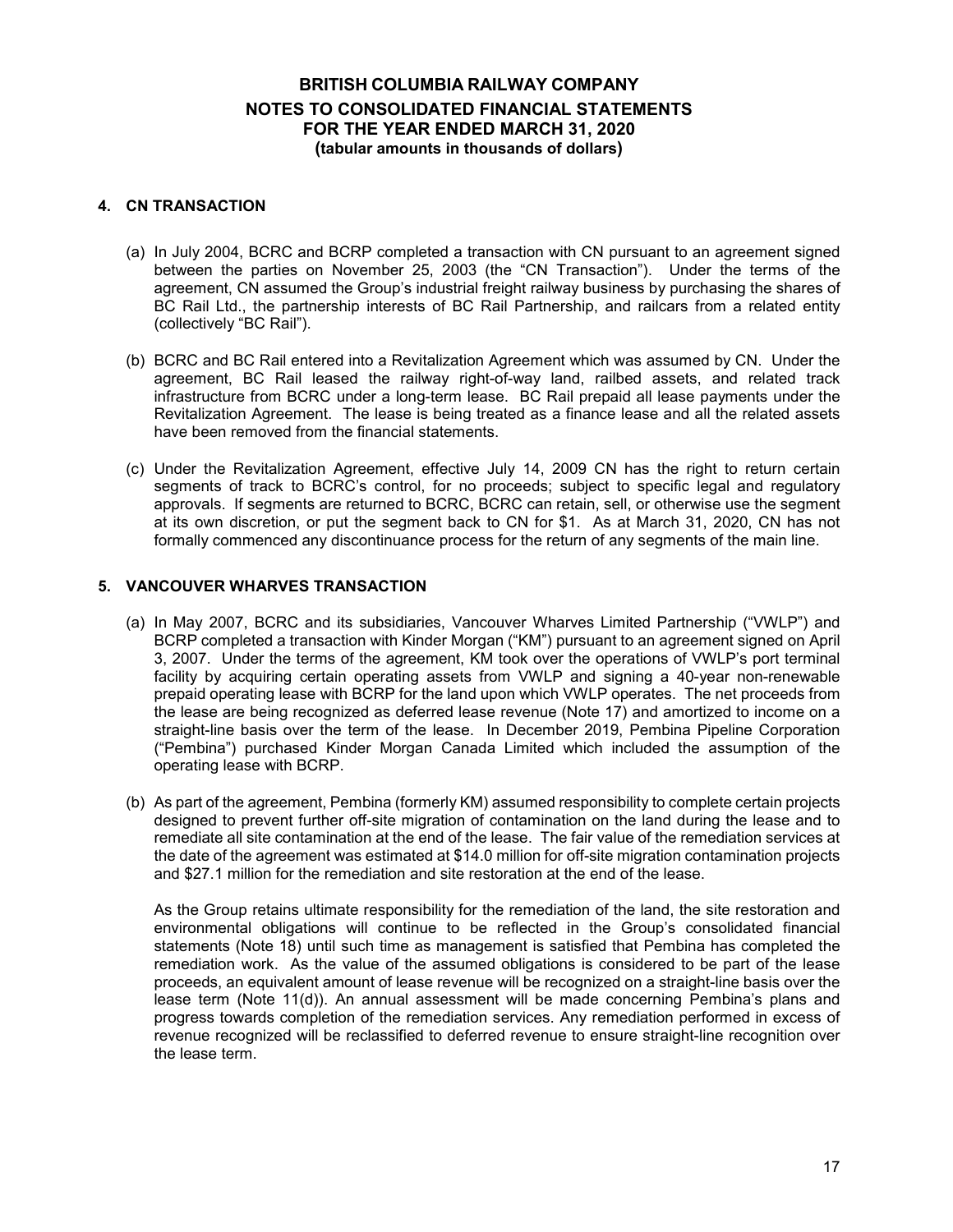## 4. CN TRANSACTION

(a) In July 2004, BCRC and BCRP completed a transaction with CN pursuant to an agreement signed between the parties on November 25, 2003 (the "CN Transaction"). Under the terms of the agreement, CN assumed the Group's industrial freight railway business by purchasing the shares of BC Rail Ltd., the partnership interests of BC Rail Partnership, and railcars from a related entity (collectively "BC Rail").

(b) BCRC and BC Rail entered into a Revitalization Agreement which was assumed by CN. Under the agreement, BC Rail leased the railway right-of-way land, railbed assets, and related track infrastructure from BCRC under a long-term lease. BC Rail prepaid all lease payments under the Revitalization Agreement. The lease is being treated as a finance lease and all the related assets have been removed from the financial statements.

(c) Under the Revitalization Agreement, effective July 14, 2009 CN has the right to return certain segments of track to BCRC's control, for no proceeds; subject to specific legal and regulatory approvals. If segments are returned to BCRC, BCRC can retain, sell, or otherwise use the segment at its own discretion, or put the segment back to CN for $1. As at March 31, 2020, CN has not formally commenced any discontinuance process for the return of any segments of the main line.

## 5. VANCOUVER WHARVES TRANSACTION

(a) In May 2007, BCRC and its subsidiaries, Vancouver Wharves Limited Partnership ("VWLP") and BCRP completed a transaction with Kinder Morgan ("KM") pursuant to an agreement signed on April 3, 2007. Under the terms of the agreement, KM took over the operations of VWLP's port terminal facility by acquiring certain operating assets from VWLP and signing a 40-year non-renewable prepaid operating lease with BCRP for the land upon which VWLP operates. The net proceeds from the lease are being recognized as deferred lease revenue (Note 17) and amortized to income on a straight-line basis over the term of the lease. In December 2019, Pembina Pipeline Corporation ("Pembina") purchased Kinder Morgan Canada Limited which included the assumption of the operating lease with BCRP.

(b) As part of the agreement, Pembina (formerly KM) assumed responsibility to complete certain projects designed to prevent further off-site migration of contamination on the land during the lease and to remediate all site contamination at the end of the lease. The fair value of the remediation services at the date of the agreement was estimated at $14.0 million for off-site migration contamination projects and $27.1 million for the remediation and site restoration at the end of the lease.

As the Group retains ultimate responsibility for the remediation of the land, the site restoration and environmental obligations will continue to be reflected in the Group's consolidated financial statements (Note 18) until such time as management is satisfied that Pembina has completed the remediation work. As the value of the assumed obligations is considered to be part of the lease proceeds, an equivalent amount of lease revenue will be recognized on a straight-line basis over the lease term (Note 11(d)). An annual assessment will be made concerning Pembina's plans and progress towards completion of the remediation services. Any remediation performed in excess of revenue recognized will be reclassified to deferred revenue to ensure straight-line recognition over the lease term.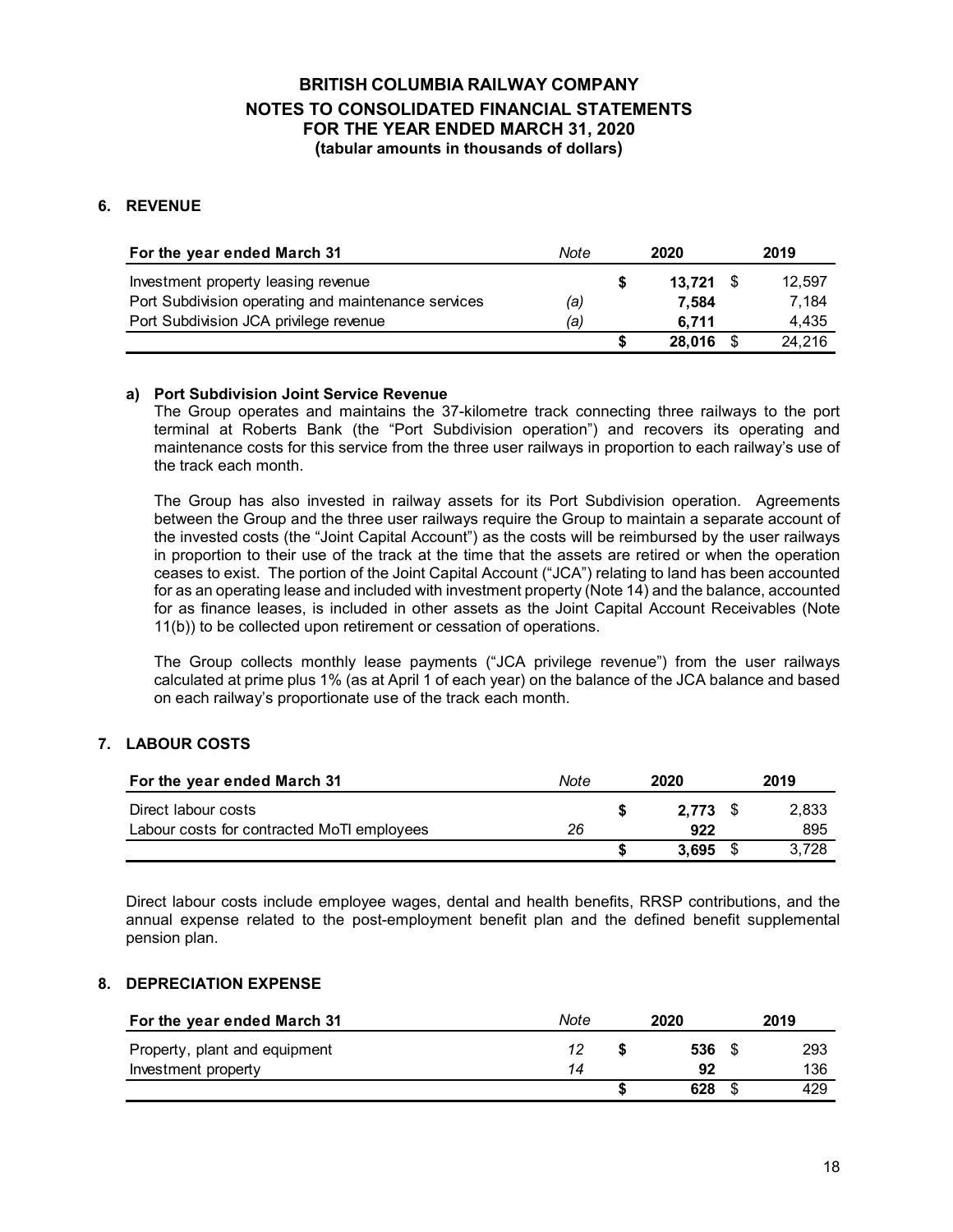# BRITISH COLUMBIA RAILWAY COMPANY
## NOTES TO CONSOLIDATED FINANCIAL STATEMENTS
## FOR THE YEAR ENDED MARCH 31, 2020
### (tabular amounts in thousands of dollars)

## 6. REVENUE

| For the year ended March 31 | Note | 2020 | 2019 |
|---|---|---|---|
| Investment property leasing revenue | | **$ 13,721** | $ 12,597 |
| Port Subdivision operating and maintenance services | *(a)* | **7,584** | 7,184 |
| Port Subdivision JCA privilege revenue | *(a)* | **6,711** | 4,435 |
| | | **$ 28,016** | $ 24,216 |

**a) Port Subdivision Joint Service Revenue**

The Group operates and maintains the 37-kilometre track connecting three railways to the port terminal at Roberts Bank (the "Port Subdivision operation") and recovers its operating and maintenance costs for this service from the three user railways in proportion to each railway's use of the track each month.

The Group has also invested in railway assets for its Port Subdivision operation. Agreements between the Group and the three user railways require the Group to maintain a separate account of the invested costs (the "Joint Capital Account") as the costs will be reimbursed by the user railways in proportion to their use of the track at the time that the assets are retired or when the operation ceases to exist. The portion of the Joint Capital Account ("JCA") relating to land has been accounted for as an operating lease and included with investment property (Note 14) and the balance, accounted for as finance leases, is included in other assets as the Joint Capital Account Receivables (Note 11(b)) to be collected upon retirement or cessation of operations.

The Group collects monthly lease payments ("JCA privilege revenue") from the user railways calculated at prime plus 1% (as at April 1 of each year) on the balance of the JCA balance and based on each railway's proportionate use of the track each month.

## 7. LABOUR COSTS

| For the year ended March 31 | Note | 2020 | 2019 |
|---|---|---|---|
| Direct labour costs | | **$ 2,773** | $ 2,833 |
| Labour costs for contracted MoTI employees | 26 | **922** | 895 |
| | | **$ 3,695** | $ 3,728 |

Direct labour costs include employee wages, dental and health benefits, RRSP contributions, and the annual expense related to the post-employment benefit plan and the defined benefit supplemental pension plan.

## 8. DEPRECIATION EXPENSE

| For the year ended March 31 | Note | 2020 | 2019 |
|---|---|---|---|
| Property, plant and equipment | 12 | **$ 536** | $ 293 |
| Investment property | 14 | **92** | 136 |
| | | **$ 628** | $ 429 |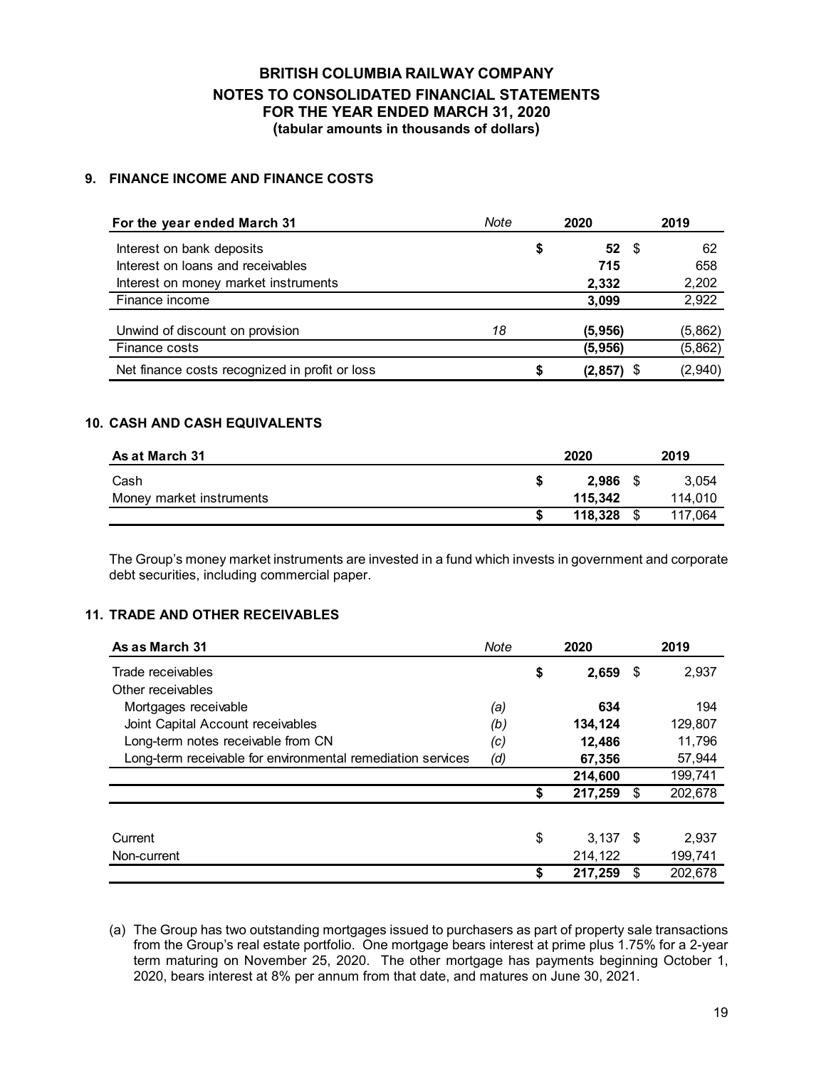**BRITISH COLUMBIA RAILWAY COMPANY**
**NOTES TO CONSOLIDATED FINANCIAL STATEMENTS**
**FOR THE YEAR ENDED MARCH 31, 2020**
**(tabular amounts in thousands of dollars)**

## 9. FINANCE INCOME AND FINANCE COSTS

| For the year ended March 31 | Note | 2020 | 2019 |
|---|---|---|---|
| Interest on bank deposits | | **$ 52** | $ 62 |
| Interest on loans and receivables | | **715** | 658 |
| Interest on money market instruments | | **2,332** | 2,202 |
| Finance income | | **3,099** | 2,922 |
| Unwind of discount on provision | 18 | **(5,956)** | (5,862) |
| Finance costs | | **(5,956)** | (5,862) |
| Net finance costs recognized in profit or loss | | **$ (2,857)** | $ (2,940) |

## 10. CASH AND CASH EQUIVALENTS

| As at March 31 | 2020 | 2019 |
|---|---|---|
| Cash | **$ 2,986** | $ 3,054 |
| Money market instruments | **115,342** | 114,010 |
| | **$ 118,328** | $ 117,064 |

The Group's money market instruments are invested in a fund which invests in government and corporate debt securities, including commercial paper.

## 11. TRADE AND OTHER RECEIVABLES

| As as March 31 | Note | 2020 | 2019 |
|---|---|---|---|
| Trade receivables | | **$ 2,659** | $ 2,937 |
| Other receivables | | | |
| Mortgages receivable | (a) | **634** | 194 |
| Joint Capital Account receivables | (b) | **134,124** | 129,807 |
| Long-term notes receivable from CN | (c) | **12,486** | 11,796 |
| Long-term receivable for environmental remediation services | (d) | **67,356** | 57,944 |
| | | **214,600** | 199,741 |
| | | **$ 217,259** | $ 202,678 |
| | | | |
| Current | | $ 3,137 | $ 2,937 |
| Non-current | | 214,122 | 199,741 |
| | | **$ 217,259** | $ 202,678 |

(a) The Group has two outstanding mortgages issued to purchasers as part of property sale transactions from the Group's real estate portfolio. One mortgage bears interest at prime plus 1.75% for a 2-year term maturing on November 25, 2020. The other mortgage has payments beginning October 1, 2020, bears interest at 8% per annum from that date, and matures on June 30, 2021.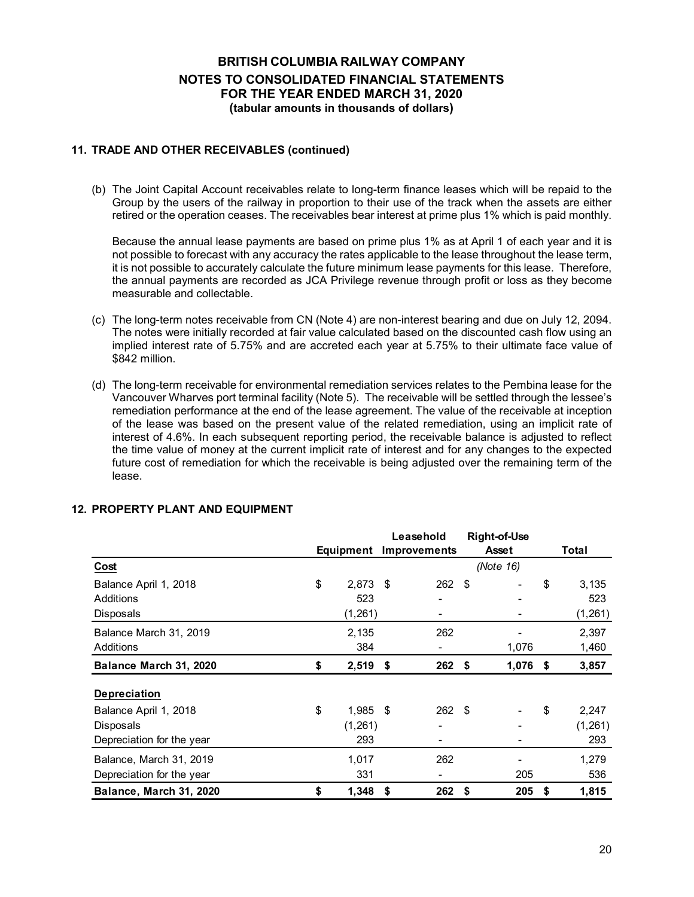**BRITISH COLUMBIA RAILWAY COMPANY**
**NOTES TO CONSOLIDATED FINANCIAL STATEMENTS**
**FOR THE YEAR ENDED MARCH 31, 2020**
**(tabular amounts in thousands of dollars)**

### 11. TRADE AND OTHER RECEIVABLES (continued)

(b) The Joint Capital Account receivables relate to long-term finance leases which will be repaid to the Group by the users of the railway in proportion to their use of the track when the assets are either retired or the operation ceases. The receivables bear interest at prime plus 1% which is paid monthly.

Because the annual lease payments are based on prime plus 1% as at April 1 of each year and it is not possible to forecast with any accuracy the rates applicable to the lease throughout the lease term, it is not possible to accurately calculate the future minimum lease payments for this lease. Therefore, the annual payments are recorded as JCA Privilege revenue through profit or loss as they become measurable and collectable.

(c) The long-term notes receivable from CN (Note 4) are non-interest bearing and due on July 12, 2094. The notes were initially recorded at fair value calculated based on the discounted cash flow using an implied interest rate of 5.75% and are accreted each year at 5.75% to their ultimate face value of $842 million.

(d) The long-term receivable for environmental remediation services relates to the Pembina lease for the Vancouver Wharves port terminal facility (Note 5). The receivable will be settled through the lessee's remediation performance at the end of the lease agreement. The value of the receivable at inception of the lease was based on the present value of the related remediation, using an implicit rate of interest of 4.6%. In each subsequent reporting period, the receivable balance is adjusted to reflect the time value of money at the current implicit rate of interest and for any changes to the expected future cost of remediation for which the receivable is being adjusted over the remaining term of the lease.

### 12. PROPERTY PLANT AND EQUIPMENT

| | Equipment | Leasehold Improvements | Right-of-Use Asset | Total |
|---|---|---|---|---|
| **Cost** | | | *(Note 16)* | |
| Balance April 1, 2018 | $ 2,873 | $ 262 | $ - | $ 3,135 |
| Additions | 523 | - | - | 523 |
| Disposals | (1,261) | - | - | (1,261) |
| Balance March 31, 2019 | 2,135 | 262 | - | 2,397 |
| Additions | 384 | - | 1,076 | 1,460 |
| **Balance March 31, 2020** | **$ 2,519** | **$ 262** | **$ 1,076** | **$ 3,857** |
| **Depreciation** | | | | |
| Balance April 1, 2018 | $ 1,985 | $ 262 | $ - | $ 2,247 |
| Disposals | (1,261) | - | - | (1,261) |
| Depreciation for the year | 293 | - | - | 293 |
| Balance, March 31, 2019 | 1,017 | 262 | - | 1,279 |
| Depreciation for the year | 331 | - | 205 | 536 |
| **Balance, March 31, 2020** | **$ 1,348** | **$ 262** | **$ 205** | **$ 1,815** |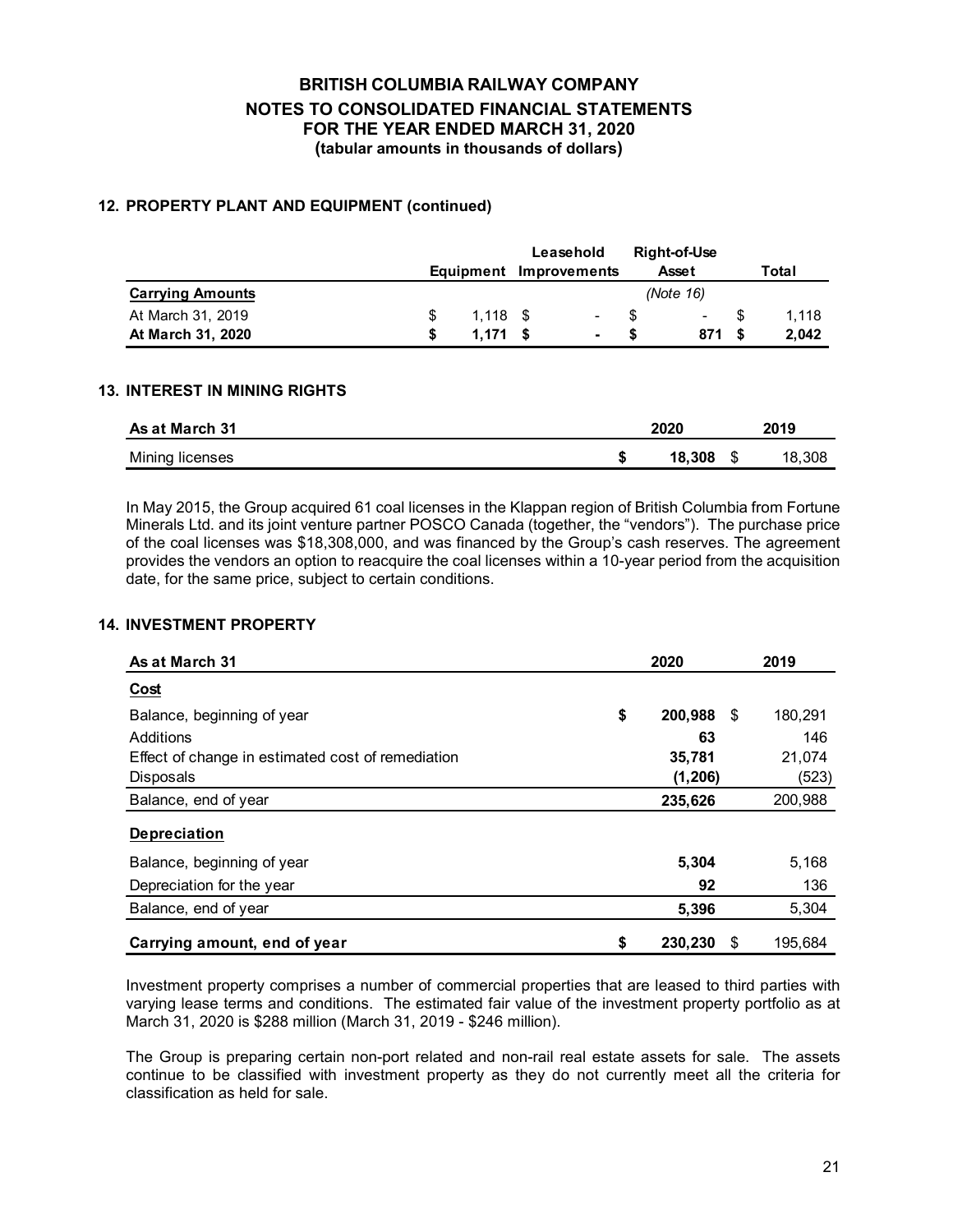# BRITISH COLUMBIA RAILWAY COMPANY
## NOTES TO CONSOLIDATED FINANCIAL STATEMENTS
## FOR THE YEAR ENDED MARCH 31, 2020
### (tabular amounts in thousands of dollars)

### 12. PROPERTY PLANT AND EQUIPMENT (continued)

| | Equipment | Leasehold Improvements | Right-of-Use Asset | Total |
|---|---|---|---|---|
| **Carrying Amounts** | | | *(Note 16)* | |
| At March 31, 2019 | $ 1,118 | $ - | $ - | $ 1,118 |
| **At March 31, 2020** | **$ 1,171** | **$ -** | **$ 871** | **$ 2,042** |

### 13. INTEREST IN MINING RIGHTS

| As at March 31 | 2020 | 2019 |
|---|---|---|
| Mining licenses | **$ 18,308** | $ 18,308 |

In May 2015, the Group acquired 61 coal licenses in the Klappan region of British Columbia from Fortune Minerals Ltd. and its joint venture partner POSCO Canada (together, the "vendors"). The purchase price of the coal licenses was $18,308,000, and was financed by the Group's cash reserves. The agreement provides the vendors an option to reacquire the coal licenses within a 10-year period from the acquisition date, for the same price, subject to certain conditions.

### 14. INVESTMENT PROPERTY

| As at March 31 | 2020 | 2019 |
|---|---|---|
| **Cost** | | |
| Balance, beginning of year | **$ 200,988** | $ 180,291 |
| Additions | **63** | 146 |
| Effect of change in estimated cost of remediation | **35,781** | 21,074 |
| Disposals | **(1,206)** | (523) |
| Balance, end of year | **235,626** | 200,988 |
| **Depreciation** | | |
| Balance, beginning of year | **5,304** | 5,168 |
| Depreciation for the year | **92** | 136 |
| Balance, end of year | **5,396** | 5,304 |
| **Carrying amount, end of year** | **$ 230,230** | $ 195,684 |

Investment property comprises a number of commercial properties that are leased to third parties with varying lease terms and conditions. The estimated fair value of the investment property portfolio as at March 31, 2020 is $288 million (March 31, 2019 - $246 million).

The Group is preparing certain non-port related and non-rail real estate assets for sale. The assets continue to be classified with investment property as they do not currently meet all the criteria for classification as held for sale.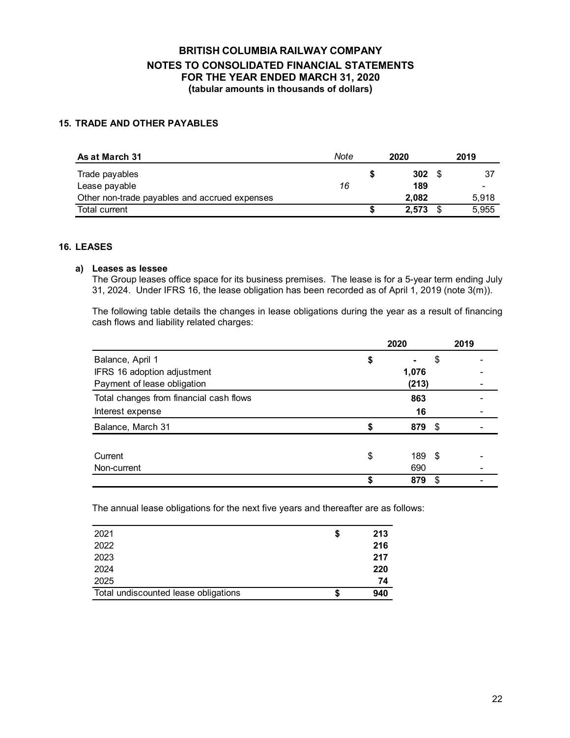# BRITISH COLUMBIA RAILWAY COMPANY
## NOTES TO CONSOLIDATED FINANCIAL STATEMENTS
## FOR THE YEAR ENDED MARCH 31, 2020
### (tabular amounts in thousands of dollars)

### 15. TRADE AND OTHER PAYABLES

| As at March 31 | Note | 2020 | 2019 |
|---|---|---|---|
| Trade payables | | **$ 302** | $ 37 |
| Lease payable | 16 | **189** | - |
| Other non-trade payables and accrued expenses | | **2,082** | 5,918 |
| Total current | | **$ 2,573** | $ 5,955 |

### 16. LEASES

**a) Leases as lessee**

The Group leases office space for its business premises. The lease is for a 5-year term ending July 31, 2024. Under IFRS 16, the lease obligation has been recorded as of April 1, 2019 (note 3(m)).

The following table details the changes in lease obligations during the year as a result of financing cash flows and liability related charges:

| | 2020 | 2019 |
|---|---|---|
| Balance, April 1 | **$ -** | $ - |
| IFRS 16 adoption adjustment | **1,076** | - |
| Payment of lease obligation | **(213)** | - |
| Total changes from financial cash flows | **863** | - |
| Interest expense | **16** | - |
| Balance, March 31 | **$ 879** | $ - |
| | | |
| Current | $ 189 | $ - |
| Non-current | 690 | - |
| | **$ 879** | $ - |

The annual lease obligations for the next five years and thereafter are as follows:

| | |
|---|---|
| 2021 | **$ 213** |
| 2022 | **216** |
| 2023 | **217** |
| 2024 | **220** |
| 2025 | **74** |
| Total undiscounted lease obligations | **$ 940** |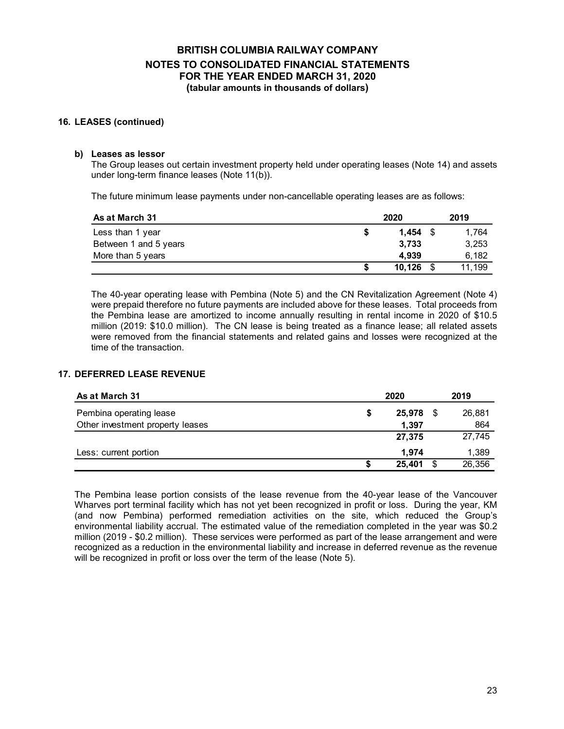# BRITISH COLUMBIA RAILWAY COMPANY
## NOTES TO CONSOLIDATED FINANCIAL STATEMENTS
## FOR THE YEAR ENDED MARCH 31, 2020
### (tabular amounts in thousands of dollars)

### 16. LEASES (continued)

**b) Leases as lessor**

The Group leases out certain investment property held under operating leases (Note 14) and assets under long-term finance leases (Note 11(b)).

The future minimum lease payments under non-cancellable operating leases are as follows:

| As at March 31 | 2020 | 2019 |
|---|---|---|
| Less than 1 year | $ **1,454** | $ 1,764 |
| Between 1 and 5 years | **3,733** | 3,253 |
| More than 5 years | **4,939** | 6,182 |
| | $ **10,126** | $ 11,199 |

The 40-year operating lease with Pembina (Note 5) and the CN Revitalization Agreement (Note 4) were prepaid therefore no future payments are included above for these leases. Total proceeds from the Pembina lease are amortized to income annually resulting in rental income in 2020 of $10.5 million (2019: $10.0 million). The CN lease is being treated as a finance lease; all related assets were removed from the financial statements and related gains and losses were recognized at the time of the transaction.

### 17. DEFERRED LEASE REVENUE

| As at March 31 | 2020 | 2019 |
|---|---|---|
| Pembina operating lease | $ **25,978** | $ 26,881 |
| Other investment property leases | **1,397** | 864 |
| | **27,375** | 27,745 |
| Less: current portion | **1,974** | 1,389 |
| | $ **25,401** | $ 26,356 |

The Pembina lease portion consists of the lease revenue from the 40-year lease of the Vancouver Wharves port terminal facility which has not yet been recognized in profit or loss. During the year, KM (and now Pembina) performed remediation activities on the site, which reduced the Group's environmental liability accrual. The estimated value of the remediation completed in the year was $0.2 million (2019 - $0.2 million). These services were performed as part of the lease arrangement and were recognized as a reduction in the environmental liability and increase in deferred revenue as the revenue will be recognized in profit or loss over the term of the lease (Note 5).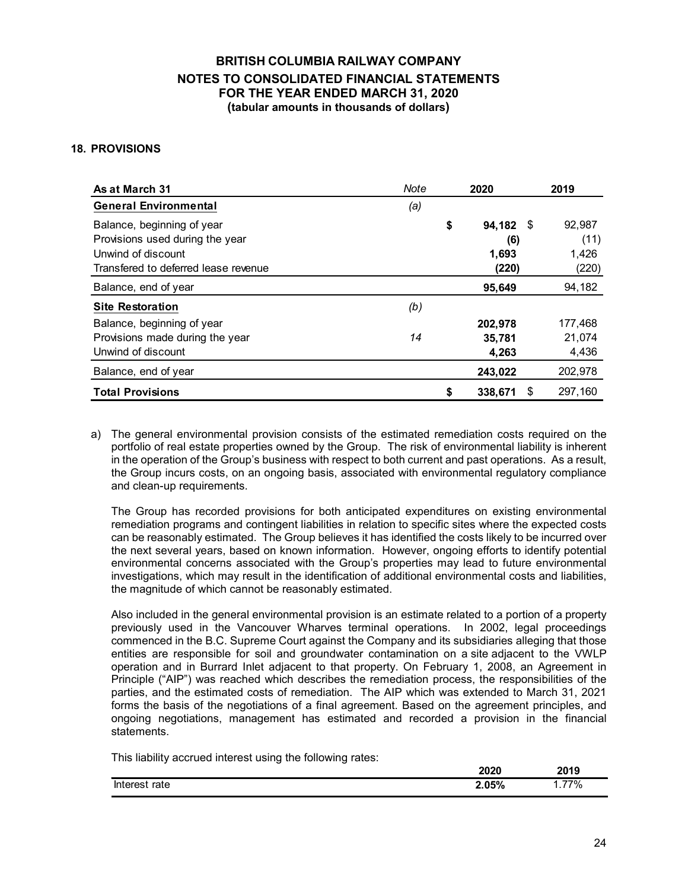## 18. PROVISIONS

| As at March 31 | Note | 2020 | 2019 |
|---|---|---|---|
| **General Environmental** | *(a)* | | |
| Balance, beginning of year | | **$ 94,182** | $ 92,987 |
| Provisions used during the year | | **(6)** | (11) |
| Unwind of discount | | **1,693** | 1,426 |
| Transfered to deferred lease revenue | | **(220)** | (220) |
| Balance, end of year | | **95,649** | 94,182 |
| **Site Restoration** | *(b)* | | |
| Balance, beginning of year | | **202,978** | 177,468 |
| Provisions made during the year | *14* | **35,781** | 21,074 |
| Unwind of discount | | **4,263** | 4,436 |
| Balance, end of year | | **243,022** | 202,978 |
| **Total Provisions** | | **$ 338,671** | $ 297,160 |

a) The general environmental provision consists of the estimated remediation costs required on the portfolio of real estate properties owned by the Group. The risk of environmental liability is inherent in the operation of the Group's business with respect to both current and past operations. As a result, the Group incurs costs, on an ongoing basis, associated with environmental regulatory compliance and clean-up requirements.

The Group has recorded provisions for both anticipated expenditures on existing environmental remediation programs and contingent liabilities in relation to specific sites where the expected costs can be reasonably estimated. The Group believes it has identified the costs likely to be incurred over the next several years, based on known information. However, ongoing efforts to identify potential environmental concerns associated with the Group's properties may lead to future environmental investigations, which may result in the identification of additional environmental costs and liabilities, the magnitude of which cannot be reasonably estimated.

Also included in the general environmental provision is an estimate related to a portion of a property previously used in the Vancouver Wharves terminal operations. In 2002, legal proceedings commenced in the B.C. Supreme Court against the Company and its subsidiaries alleging that those entities are responsible for soil and groundwater contamination on a site adjacent to the VWLP operation and in Burrard Inlet adjacent to that property. On February 1, 2008, an Agreement in Principle ("AIP") was reached which describes the remediation process, the responsibilities of the parties, and the estimated costs of remediation. The AIP which was extended to March 31, 2021 forms the basis of the negotiations of a final agreement. Based on the agreement principles, and ongoing negotiations, management has estimated and recorded a provision in the financial statements.

This liability accrued interest using the following rates:

| | 2020 | 2019 |
|---|---|---|
| Interest rate | **2.05%** | 1.77% |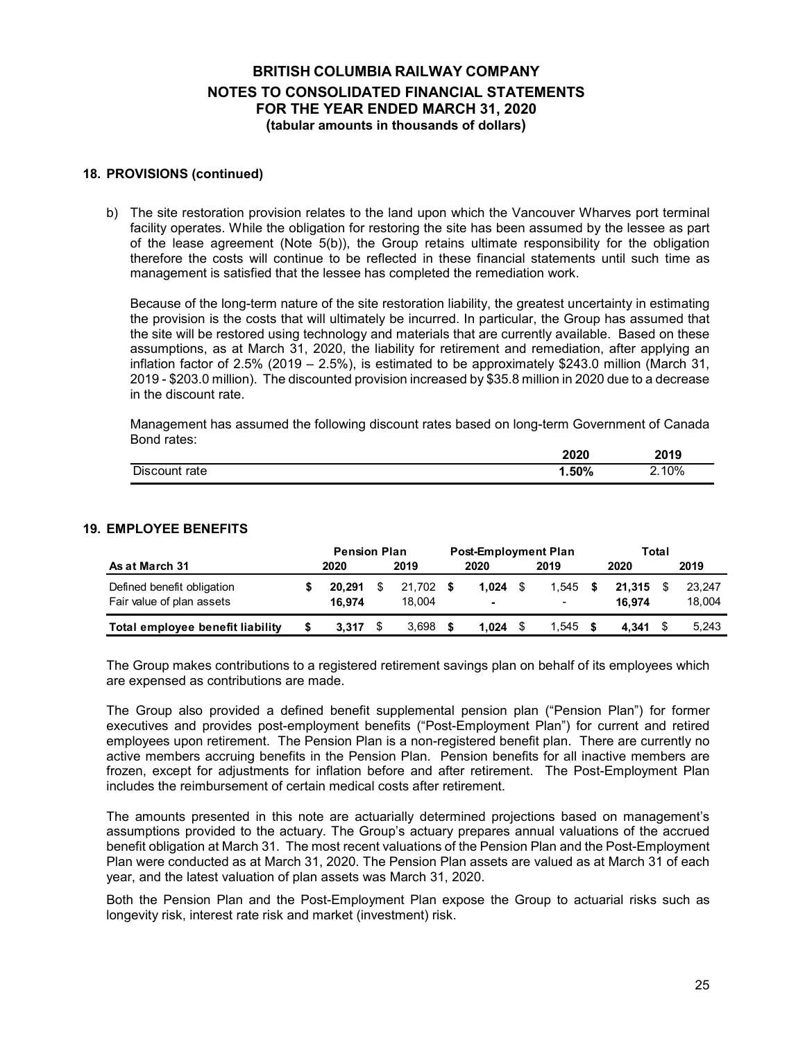**BRITISH COLUMBIA RAILWAY COMPANY**
**NOTES TO CONSOLIDATED FINANCIAL STATEMENTS**
**FOR THE YEAR ENDED MARCH 31, 2020**
**(tabular amounts in thousands of dollars)**

## 18. PROVISIONS (continued)

b) The site restoration provision relates to the land upon which the Vancouver Wharves port terminal facility operates. While the obligation for restoring the site has been assumed by the lessee as part of the lease agreement (Note 5(b)), the Group retains ultimate responsibility for the obligation therefore the costs will continue to be reflected in these financial statements until such time as management is satisfied that the lessee has completed the remediation work.

Because of the long-term nature of the site restoration liability, the greatest uncertainty in estimating the provision is the costs that will ultimately be incurred. In particular, the Group has assumed that the site will be restored using technology and materials that are currently available. Based on these assumptions, as at March 31, 2020, the liability for retirement and remediation, after applying an inflation factor of 2.5% (2019 – 2.5%), is estimated to be approximately $243.0 million (March 31, 2019 - $203.0 million). The discounted provision increased by $35.8 million in 2020 due to a decrease in the discount rate.

Management has assumed the following discount rates based on long-term Government of Canada Bond rates:

| | 2020 | 2019 |
|---|---|---|
| Discount rate | **1.50%** | 2.10% |

## 19. EMPLOYEE BENEFITS

| | Pension Plan | | Post-Employment Plan | | Total | |
|---|---|---|---|---|---|---|
| **As at March 31** | **2020** | **2019** | **2020** | **2019** | **2020** | **2019** |
| Defined benefit obligation | **$ 20,291** | $ 21,702 | **$ 1,024** | $ 1,545 | **$ 21,315** | $ 23,247 |
| Fair value of plan assets | **16,974** | 18,004 | **-** | - | **16,974** | 18,004 |
| **Total employee benefit liability** | **$ 3,317** | $ 3,698 | **$ 1,024** | $ 1,545 | **$ 4,341** | $ 5,243 |

The Group makes contributions to a registered retirement savings plan on behalf of its employees which are expensed as contributions are made.

The Group also provided a defined benefit supplemental pension plan ("Pension Plan") for former executives and provides post-employment benefits ("Post-Employment Plan") for current and retired employees upon retirement. The Pension Plan is a non-registered benefit plan. There are currently no active members accruing benefits in the Pension Plan. Pension benefits for all inactive members are frozen, except for adjustments for inflation before and after retirement. The Post-Employment Plan includes the reimbursement of certain medical costs after retirement.

The amounts presented in this note are actuarially determined projections based on management's assumptions provided to the actuary. The Group's actuary prepares annual valuations of the accrued benefit obligation at March 31. The most recent valuations of the Pension Plan and the Post-Employment Plan were conducted as at March 31, 2020. The Pension Plan assets are valued as at March 31 of each year, and the latest valuation of plan assets was March 31, 2020.

Both the Pension Plan and the Post-Employment Plan expose the Group to actuarial risks such as longevity risk, interest rate risk and market (investment) risk.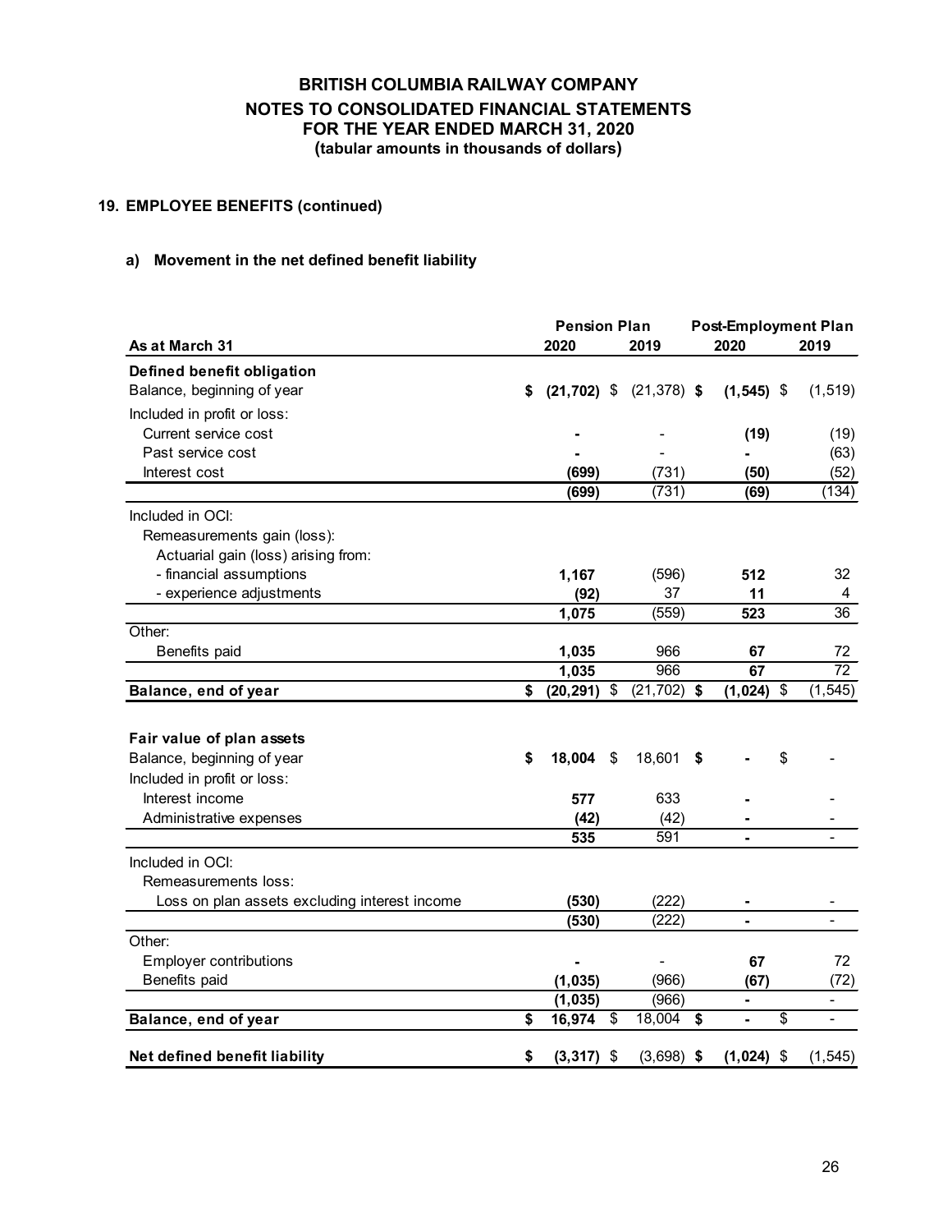# BRITISH COLUMBIA RAILWAY COMPANY
## NOTES TO CONSOLIDATED FINANCIAL STATEMENTS
## FOR THE YEAR ENDED MARCH 31, 2020
### (tabular amounts in thousands of dollars)

### 19. EMPLOYEE BENEFITS (continued)

#### a) Movement in the net defined benefit liability

| | Pension Plan | | Post-Employment Plan | |
|---|---|---|---|---|
| **As at March 31** | **2020** | **2019** | **2020** | **2019** |
| **Defined benefit obligation** | | | | |
| Balance, beginning of year | **$ (21,702)** | $ (21,378) | **$ (1,545)** | $ (1,519) |
| Included in profit or loss: | | | | |
| Current service cost | **-** | - | **(19)** | (19) |
| Past service cost | **-** | - | **-** | (63) |
| Interest cost | **(699)** | (731) | **(50)** | (52) |
| | **(699)** | (731) | **(69)** | (134) |
| Included in OCI: | | | | |
| Remeasurements gain (loss): | | | | |
| Actuarial gain (loss) arising from: | | | | |
| - financial assumptions | **1,167** | (596) | **512** | 32 |
| - experience adjustments | **(92)** | 37 | **11** | 4 |
| | **1,075** | (559) | **523** | 36 |
| Other: | | | | |
| Benefits paid | **1,035** | 966 | **67** | 72 |
| | **1,035** | 966 | **67** | 72 |
| **Balance, end of year** | **$ (20,291)** | $ (21,702) | **$ (1,024)** | $ (1,545) |
| | | | | |
| **Fair value of plan assets** | | | | |
| Balance, beginning of year | **$ 18,004** | $ 18,601 | **$ -** | $ - |
| Included in profit or loss: | | | | |
| Interest income | **577** | 633 | **-** | - |
| Administrative expenses | **(42)** | (42) | **-** | - |
| | **535** | 591 | **-** | - |
| Included in OCI: | | | | |
| Remeasurements loss: | | | | |
| Loss on plan assets excluding interest income | **(530)** | (222) | **-** | - |
| | **(530)** | (222) | **-** | - |
| Other: | | | | |
| Employer contributions | **-** | - | **67** | 72 |
| Benefits paid | **(1,035)** | (966) | **(67)** | (72) |
| | **(1,035)** | (966) | **-** | - |
| **Balance, end of year** | **$ 16,974** | $ 18,004 | **$ -** | $ - |
| | | | | |
| **Net defined benefit liability** | **$ (3,317)** | $ (3,698) | **$ (1,024)** | $ (1,545) |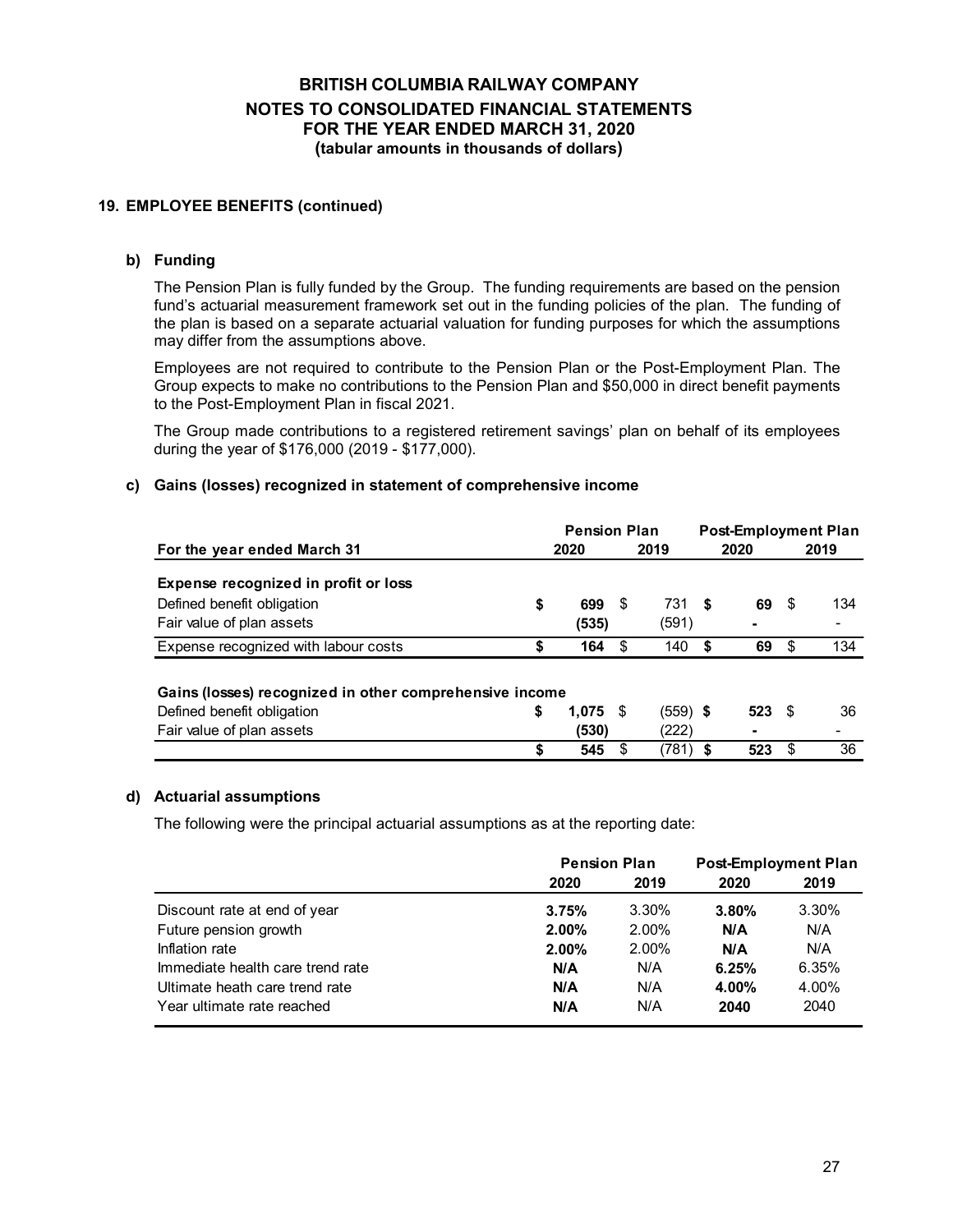# BRITISH COLUMBIA RAILWAY COMPANY
## NOTES TO CONSOLIDATED FINANCIAL STATEMENTS
## FOR THE YEAR ENDED MARCH 31, 2020
**(tabular amounts in thousands of dollars)**

### 19. EMPLOYEE BENEFITS (continued)

#### b) Funding

The Pension Plan is fully funded by the Group. The funding requirements are based on the pension fund's actuarial measurement framework set out in the funding policies of the plan. The funding of the plan is based on a separate actuarial valuation for funding purposes for which the assumptions may differ from the assumptions above.

Employees are not required to contribute to the Pension Plan or the Post-Employment Plan. The Group expects to make no contributions to the Pension Plan and $50,000 in direct benefit payments to the Post-Employment Plan in fiscal 2021.

The Group made contributions to a registered retirement savings' plan on behalf of its employees during the year of $176,000 (2019 - $177,000).

#### c) Gains (losses) recognized in statement of comprehensive income

| | Pension Plan | | Post-Employment Plan | |
|---|---|---|---|---|
| **For the year ended March 31** | **2020** | **2019** | **2020** | **2019** |
| **Expense recognized in profit or loss** | | | | |
| Defined benefit obligation | **$ 699** | $ 731 | **$ 69** | $ 134 |
| Fair value of plan assets | **(535)** | (591) | **-** | - |
| Expense recognized with labour costs | **$ 164** | $ 140 | **$ 69** | $ 134 |
| **Gains (losses) recognized in other comprehensive income** | | | | |
| Defined benefit obligation | **$ 1,075** | $ (559) | **$ 523** | $ 36 |
| Fair value of plan assets | **(530)** | (222) | **-** | - |
| | **$ 545** | $ (781) | **$ 523** | $ 36 |

#### d) Actuarial assumptions

The following were the principal actuarial assumptions as at the reporting date:

| | Pension Plan | | Post-Employment Plan | |
|---|---|---|---|---|
| | **2020** | **2019** | **2020** | **2019** |
| Discount rate at end of year | **3.75%** | 3.30% | **3.80%** | 3.30% |
| Future pension growth | **2.00%** | 2.00% | **N/A** | N/A |
| Inflation rate | **2.00%** | 2.00% | **N/A** | N/A |
| Immediate health care trend rate | **N/A** | N/A | **6.25%** | 6.35% |
| Ultimate heath care trend rate | **N/A** | N/A | **4.00%** | 4.00% |
| Year ultimate rate reached | **N/A** | N/A | **2040** | 2040 |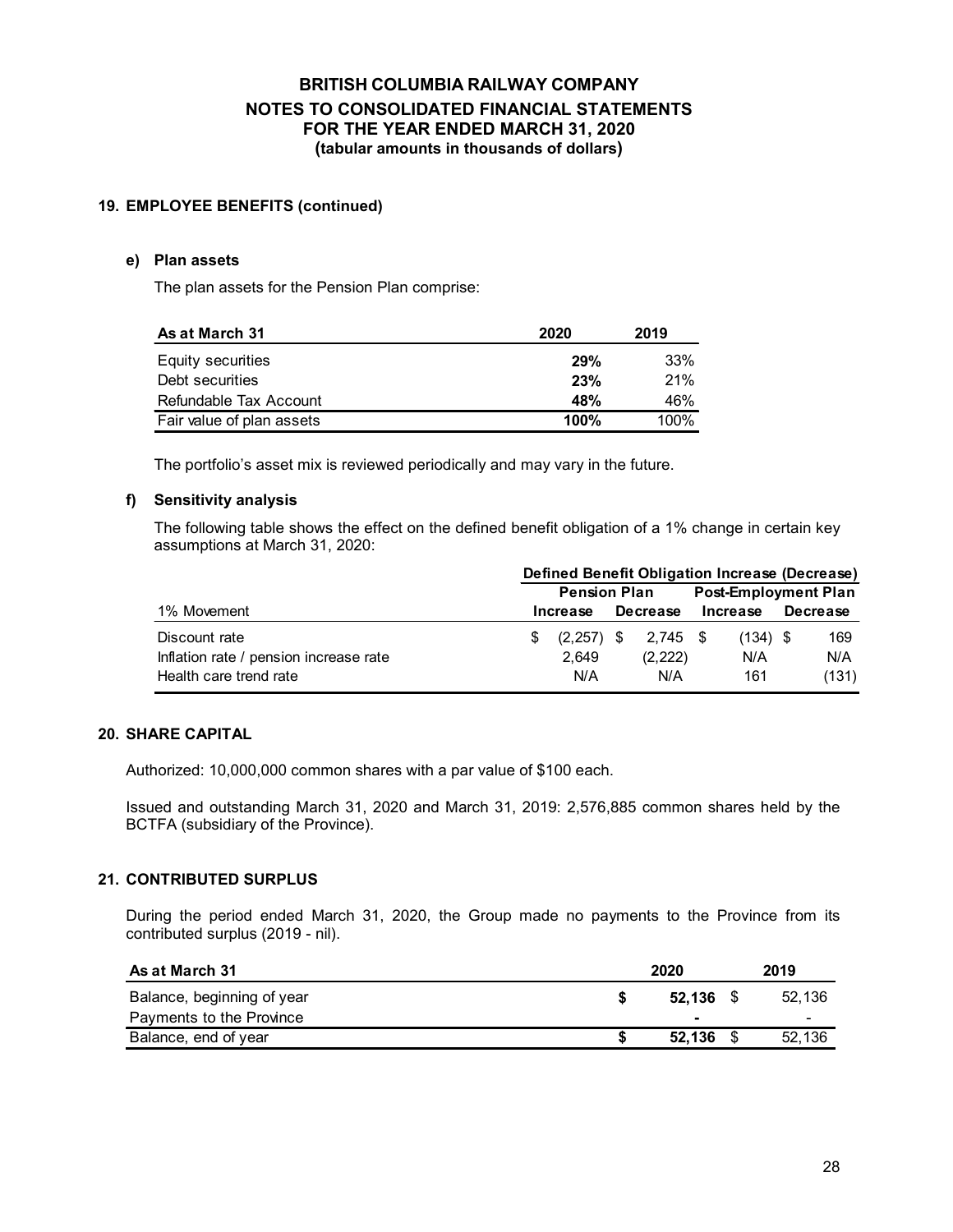# BRITISH COLUMBIA RAILWAY COMPANY
## NOTES TO CONSOLIDATED FINANCIAL STATEMENTS
## FOR THE YEAR ENDED MARCH 31, 2020
### (tabular amounts in thousands of dollars)

## 19. EMPLOYEE BENEFITS (continued)

### e) Plan assets

The plan assets for the Pension Plan comprise:

| As at March 31 | 2020 | 2019 |
|---|---|---|
| Equity securities | **29%** | 33% |
| Debt securities | **23%** | 21% |
| Refundable Tax Account | **48%** | 46% |
| Fair value of plan assets | **100%** | 100% |

The portfolio's asset mix is reviewed periodically and may vary in the future.

### f) Sensitivity analysis

The following table shows the effect on the defined benefit obligation of a 1% change in certain key assumptions at March 31, 2020:

| | Defined Benefit Obligation Increase (Decrease) | | | |
|---|---|---|---|---|
| | Pension Plan | | Post-Employment Plan | |
| 1% Movement | Increase | Decrease | Increase | Decrease |
| Discount rate | $ (2,257) | $ 2,745 | $ (134) | $ 169 |
| Inflation rate / pension increase rate | 2,649 | (2,222) | N/A | N/A |
| Health care trend rate | N/A | N/A | 161 | (131) |

## 20. SHARE CAPITAL

Authorized: 10,000,000 common shares with a par value of $100 each.

Issued and outstanding March 31, 2020 and March 31, 2019: 2,576,885 common shares held by the BCTFA (subsidiary of the Province).

## 21. CONTRIBUTED SURPLUS

During the period ended March 31, 2020, the Group made no payments to the Province from its contributed surplus (2019 - nil).

| As at March 31 | 2020 | 2019 |
|---|---|---|
| Balance, beginning of year | **$ 52,136** | $ 52,136 |
| Payments to the Province | **-** | - |
| Balance, end of year | **$ 52,136** | $ 52,136 |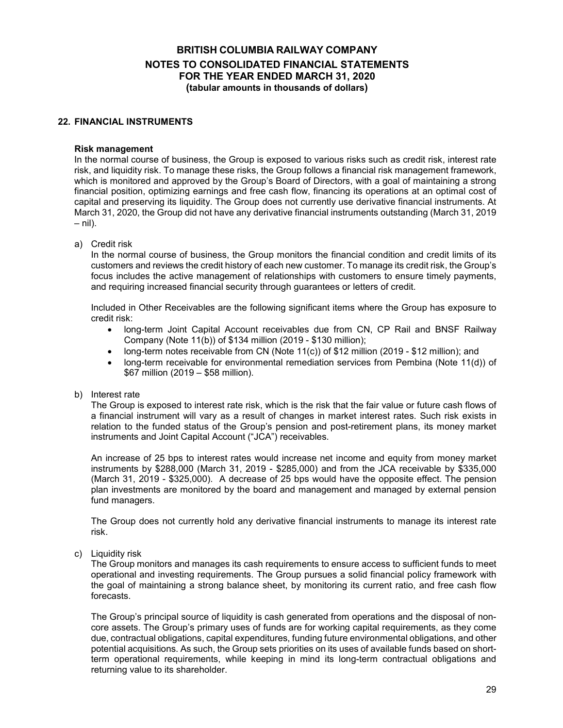## 22. FINANCIAL INSTRUMENTS

**Risk management**

In the normal course of business, the Group is exposed to various risks such as credit risk, interest rate risk, and liquidity risk. To manage these risks, the Group follows a financial risk management framework, which is monitored and approved by the Group's Board of Directors, with a goal of maintaining a strong financial position, optimizing earnings and free cash flow, financing its operations at an optimal cost of capital and preserving its liquidity. The Group does not currently use derivative financial instruments. At March 31, 2020, the Group did not have any derivative financial instruments outstanding (March 31, 2019 – nil).

a) Credit risk

In the normal course of business, the Group monitors the financial condition and credit limits of its customers and reviews the credit history of each new customer. To manage its credit risk, the Group's focus includes the active management of relationships with customers to ensure timely payments, and requiring increased financial security through guarantees or letters of credit.

Included in Other Receivables are the following significant items where the Group has exposure to credit risk:

- long-term Joint Capital Account receivables due from CN, CP Rail and BNSF Railway Company (Note 11(b)) of $134 million (2019 - $130 million);
- long-term notes receivable from CN (Note 11(c)) of $12 million (2019 - $12 million); and
- long-term receivable for environmental remediation services from Pembina (Note 11(d)) of $67 million (2019 – $58 million).

b) Interest rate

The Group is exposed to interest rate risk, which is the risk that the fair value or future cash flows of a financial instrument will vary as a result of changes in market interest rates. Such risk exists in relation to the funded status of the Group's pension and post-retirement plans, its money market instruments and Joint Capital Account ("JCA") receivables.

An increase of 25 bps to interest rates would increase net income and equity from money market instruments by $288,000 (March 31, 2019 - $285,000) and from the JCA receivable by $335,000 (March 31, 2019 - $325,000). A decrease of 25 bps would have the opposite effect. The pension plan investments are monitored by the board and management and managed by external pension fund managers.

The Group does not currently hold any derivative financial instruments to manage its interest rate risk.

c) Liquidity risk

The Group monitors and manages its cash requirements to ensure access to sufficient funds to meet operational and investing requirements. The Group pursues a solid financial policy framework with the goal of maintaining a strong balance sheet, by monitoring its current ratio, and free cash flow forecasts.

The Group's principal source of liquidity is cash generated from operations and the disposal of non-core assets. The Group's primary uses of funds are for working capital requirements, as they come due, contractual obligations, capital expenditures, funding future environmental obligations, and other potential acquisitions. As such, the Group sets priorities on its uses of available funds based on short-term operational requirements, while keeping in mind its long-term contractual obligations and returning value to its shareholder.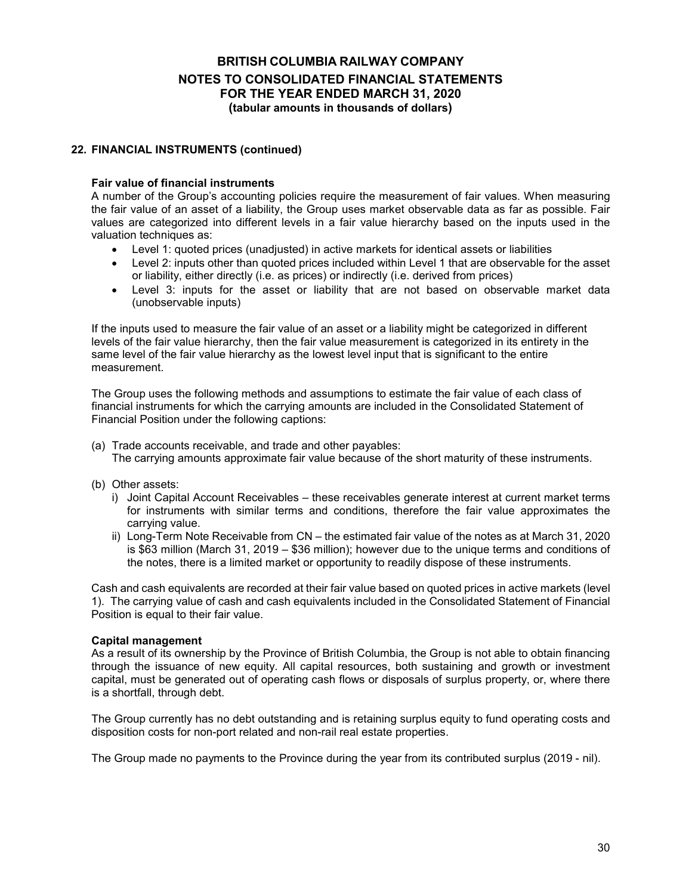## 22. FINANCIAL INSTRUMENTS (continued)

**Fair value of financial instruments**

A number of the Group's accounting policies require the measurement of fair values. When measuring the fair value of an asset of a liability, the Group uses market observable data as far as possible. Fair values are categorized into different levels in a fair value hierarchy based on the inputs used in the valuation techniques as:

- Level 1: quoted prices (unadjusted) in active markets for identical assets or liabilities
- Level 2: inputs other than quoted prices included within Level 1 that are observable for the asset or liability, either directly (i.e. as prices) or indirectly (i.e. derived from prices)
- Level 3: inputs for the asset or liability that are not based on observable market data (unobservable inputs)

If the inputs used to measure the fair value of an asset or a liability might be categorized in different levels of the fair value hierarchy, then the fair value measurement is categorized in its entirety in the same level of the fair value hierarchy as the lowest level input that is significant to the entire measurement.

The Group uses the following methods and assumptions to estimate the fair value of each class of financial instruments for which the carrying amounts are included in the Consolidated Statement of Financial Position under the following captions:

(a) Trade accounts receivable, and trade and other payables:
The carrying amounts approximate fair value because of the short maturity of these instruments.

(b) Other assets:
  i) Joint Capital Account Receivables – these receivables generate interest at current market terms for instruments with similar terms and conditions, therefore the fair value approximates the carrying value.
  ii) Long-Term Note Receivable from CN – the estimated fair value of the notes as at March 31, 2020 is $63 million (March 31, 2019 – $36 million); however due to the unique terms and conditions of the notes, there is a limited market or opportunity to readily dispose of these instruments.

Cash and cash equivalents are recorded at their fair value based on quoted prices in active markets (level 1). The carrying value of cash and cash equivalents included in the Consolidated Statement of Financial Position is equal to their fair value.

**Capital management**

As a result of its ownership by the Province of British Columbia, the Group is not able to obtain financing through the issuance of new equity. All capital resources, both sustaining and growth or investment capital, must be generated out of operating cash flows or disposals of surplus property, or, where there is a shortfall, through debt.

The Group currently has no debt outstanding and is retaining surplus equity to fund operating costs and disposition costs for non-port related and non-rail real estate properties.

The Group made no payments to the Province during the year from its contributed surplus (2019 - nil).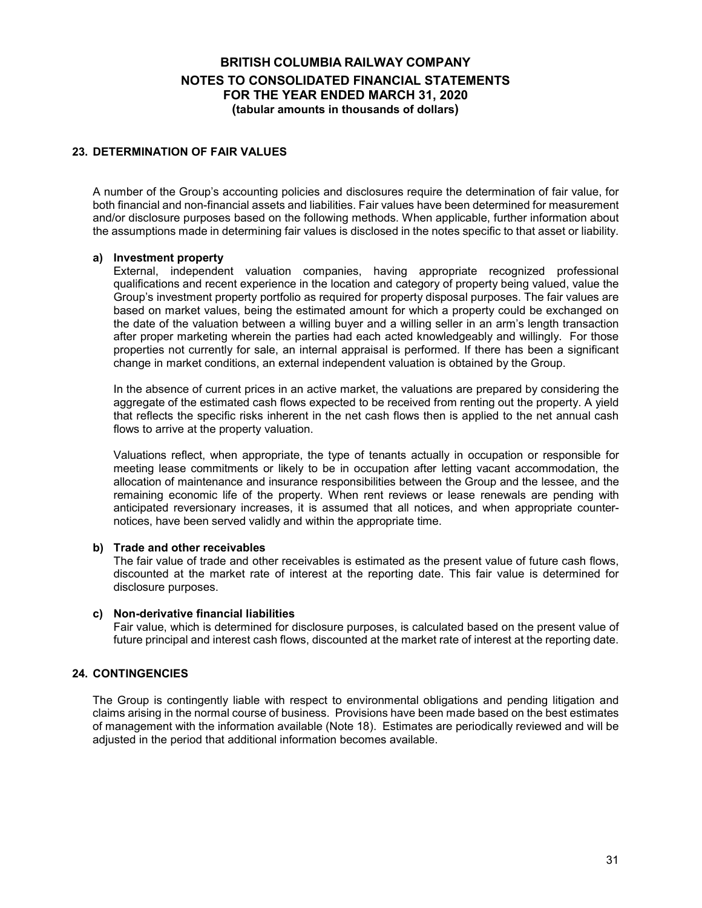## 23. DETERMINATION OF FAIR VALUES

A number of the Group's accounting policies and disclosures require the determination of fair value, for both financial and non-financial assets and liabilities. Fair values have been determined for measurement and/or disclosure purposes based on the following methods. When applicable, further information about the assumptions made in determining fair values is disclosed in the notes specific to that asset or liability.

**a) Investment property**

External, independent valuation companies, having appropriate recognized professional qualifications and recent experience in the location and category of property being valued, value the Group's investment property portfolio as required for property disposal purposes. The fair values are based on market values, being the estimated amount for which a property could be exchanged on the date of the valuation between a willing buyer and a willing seller in an arm's length transaction after proper marketing wherein the parties had each acted knowledgeably and willingly. For those properties not currently for sale, an internal appraisal is performed. If there has been a significant change in market conditions, an external independent valuation is obtained by the Group.

In the absence of current prices in an active market, the valuations are prepared by considering the aggregate of the estimated cash flows expected to be received from renting out the property. A yield that reflects the specific risks inherent in the net cash flows then is applied to the net annual cash flows to arrive at the property valuation.

Valuations reflect, when appropriate, the type of tenants actually in occupation or responsible for meeting lease commitments or likely to be in occupation after letting vacant accommodation, the allocation of maintenance and insurance responsibilities between the Group and the lessee, and the remaining economic life of the property. When rent reviews or lease renewals are pending with anticipated reversionary increases, it is assumed that all notices, and when appropriate counter-notices, have been served validly and within the appropriate time.

**b) Trade and other receivables**

The fair value of trade and other receivables is estimated as the present value of future cash flows, discounted at the market rate of interest at the reporting date. This fair value is determined for disclosure purposes.

**c) Non-derivative financial liabilities**

Fair value, which is determined for disclosure purposes, is calculated based on the present value of future principal and interest cash flows, discounted at the market rate of interest at the reporting date.

## 24. CONTINGENCIES

The Group is contingently liable with respect to environmental obligations and pending litigation and claims arising in the normal course of business. Provisions have been made based on the best estimates of management with the information available (Note 18). Estimates are periodically reviewed and will be adjusted in the period that additional information becomes available.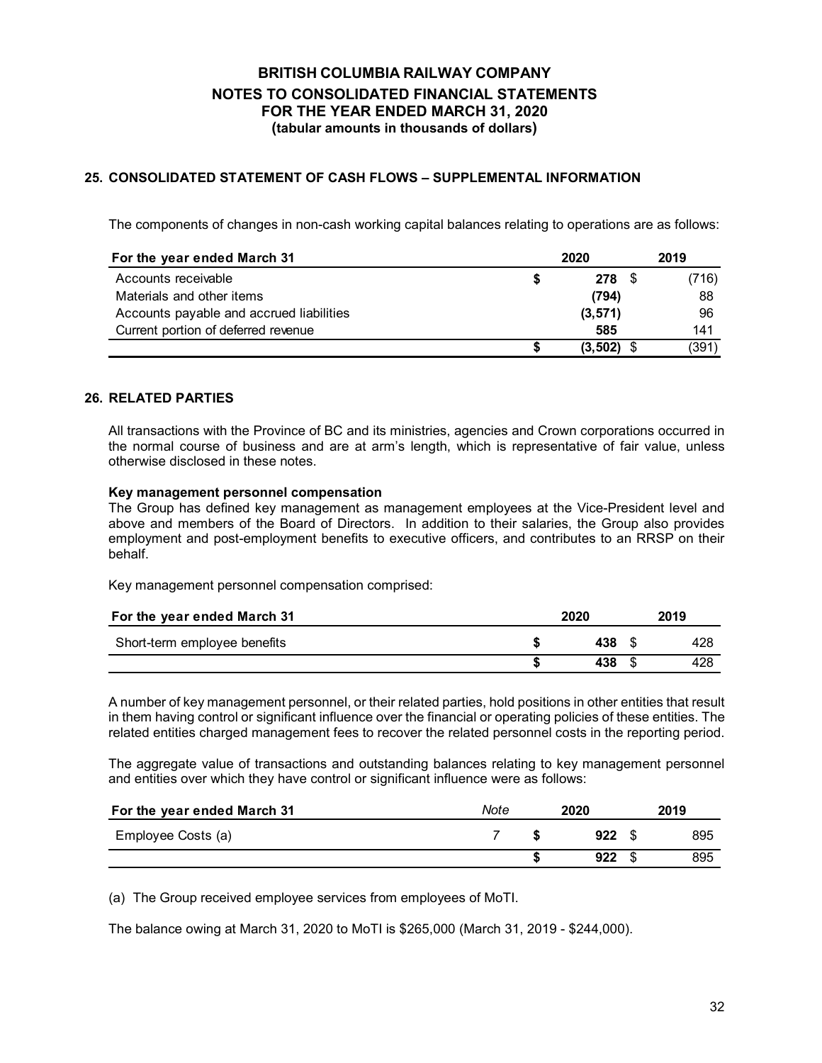**BRITISH COLUMBIA RAILWAY COMPANY**
**NOTES TO CONSOLIDATED FINANCIAL STATEMENTS**
**FOR THE YEAR ENDED MARCH 31, 2020**
**(tabular amounts in thousands of dollars)**

## 25. CONSOLIDATED STATEMENT OF CASH FLOWS – SUPPLEMENTAL INFORMATION

The components of changes in non-cash working capital balances relating to operations are as follows:

| For the year ended March 31 | 2020 | 2019 |
|---|---|---|
| Accounts receivable | $ **278** | $ (716) |
| Materials and other items | **(794)** | 88 |
| Accounts payable and accrued liabilities | **(3,571)** | 96 |
| Current portion of deferred revenue | **585** | 141 |
| | $ **(3,502)** | $ (391) |

## 26. RELATED PARTIES

All transactions with the Province of BC and its ministries, agencies and Crown corporations occurred in the normal course of business and are at arm's length, which is representative of fair value, unless otherwise disclosed in these notes.

**Key management personnel compensation**
The Group has defined key management as management employees at the Vice-President level and above and members of the Board of Directors. In addition to their salaries, the Group also provides employment and post-employment benefits to executive officers, and contributes to an RRSP on their behalf.

Key management personnel compensation comprised:

| For the year ended March 31 | 2020 | 2019 |
|---|---|---|
| Short-term employee benefits | $ **438** | $ 428 |
| | $ **438** | $ 428 |

A number of key management personnel, or their related parties, hold positions in other entities that result in them having control or significant influence over the financial or operating policies of these entities. The related entities charged management fees to recover the related personnel costs in the reporting period.

The aggregate value of transactions and outstanding balances relating to key management personnel and entities over which they have control or significant influence were as follows:

| For the year ended March 31 | *Note* | 2020 | 2019 |
|---|---|---|---|
| Employee Costs (a) | *7* | $ **922** | $ 895 |
| | | $ **922** | $ 895 |

(a) The Group received employee services from employees of MoTI.

The balance owing at March 31, 2020 to MoTI is $265,000 (March 31, 2019 - $244,000).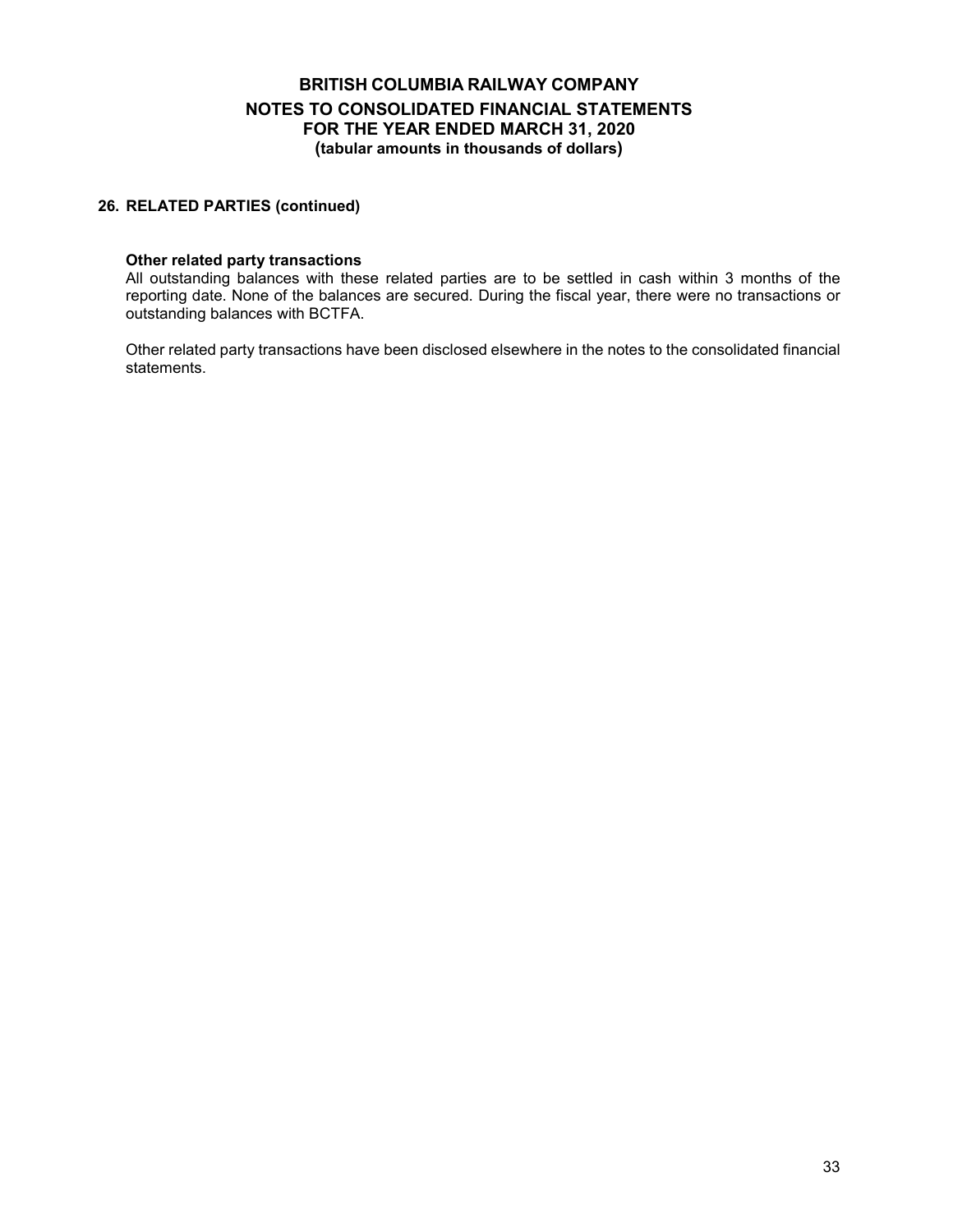## 26. RELATED PARTIES (continued)

### Other related party transactions

All outstanding balances with these related parties are to be settled in cash within 3 months of the reporting date. None of the balances are secured. During the fiscal year, there were no transactions or outstanding balances with BCTFA.

Other related party transactions have been disclosed elsewhere in the notes to the consolidated financial statements.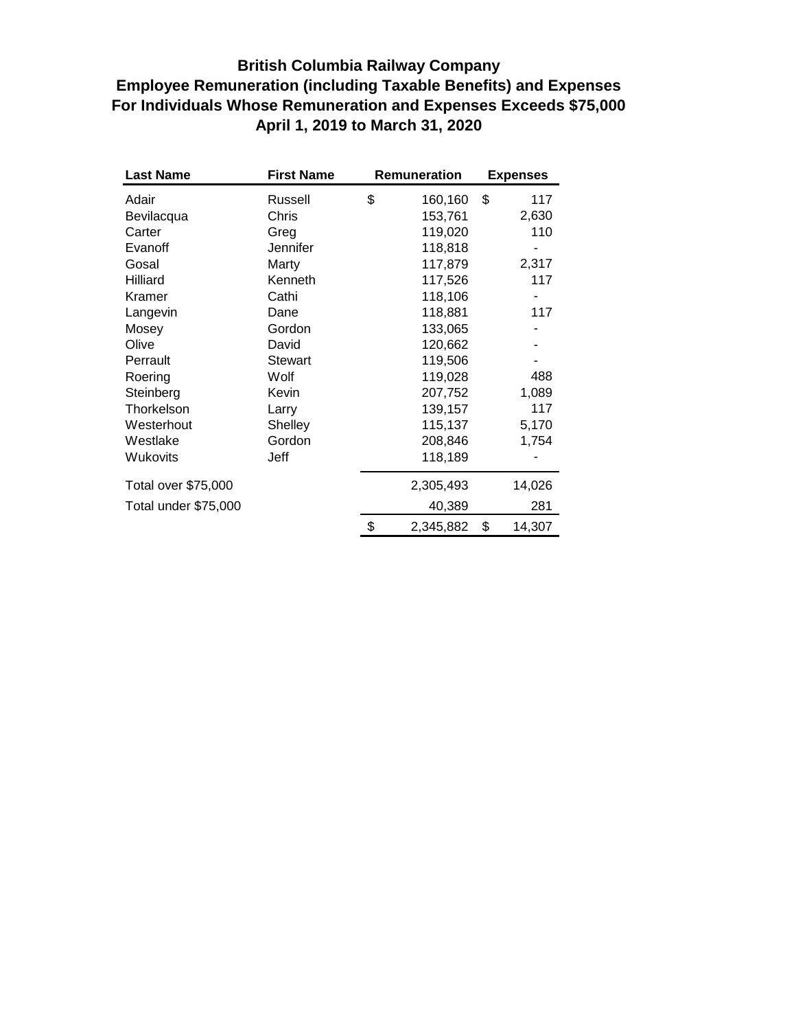# British Columbia Railway Company
## Employee Remuneration (including Taxable Benefits) and Expenses
## For Individuals Whose Remuneration and Expenses Exceeds $75,000
## April 1, 2019 to March 31, 2020

| Last Name | First Name | Remuneration | Expenses |
|---|---|---|---|
| Adair | Russell | $ 160,160 | $ 117 |
| Bevilacqua | Chris | 153,761 | 2,630 |
| Carter | Greg | 119,020 | 110 |
| Evanoff | Jennifer | 118,818 | - |
| Gosal | Marty | 117,879 | 2,317 |
| Hilliard | Kenneth | 117,526 | 117 |
| Kramer | Cathi | 118,106 | - |
| Langevin | Dane | 118,881 | 117 |
| Mosey | Gordon | 133,065 | - |
| Olive | David | 120,662 | - |
| Perrault | Stewart | 119,506 | - |
| Roering | Wolf | 119,028 | 488 |
| Steinberg | Kevin | 207,752 | 1,089 |
| Thorkelson | Larry | 139,157 | 117 |
| Westerhout | Shelley | 115,137 | 5,170 |
| Westlake | Gordon | 208,846 | 1,754 |
| Wukovits | Jeff | 118,189 | - |
| Total over $75,000 | | 2,305,493 | 14,026 |
| Total under $75,000 | | 40,389 | 281 |
| | | $ 2,345,882 | $ 14,307 |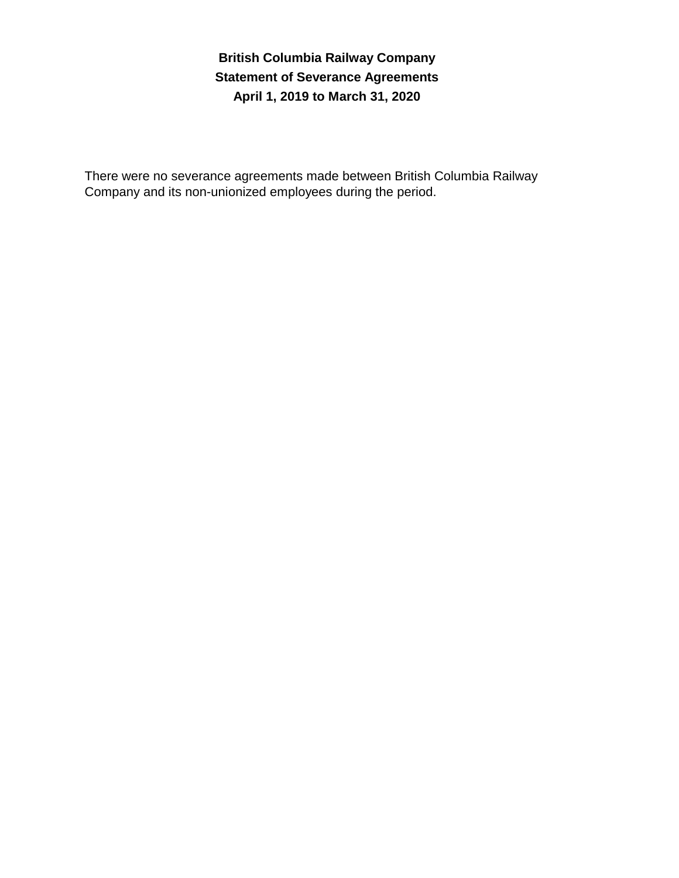# British Columbia Railway Company

## Statement of Severance Agreements

## April 1, 2019 to March 31, 2020

There were no severance agreements made between British Columbia Railway Company and its non-unionized employees during the period.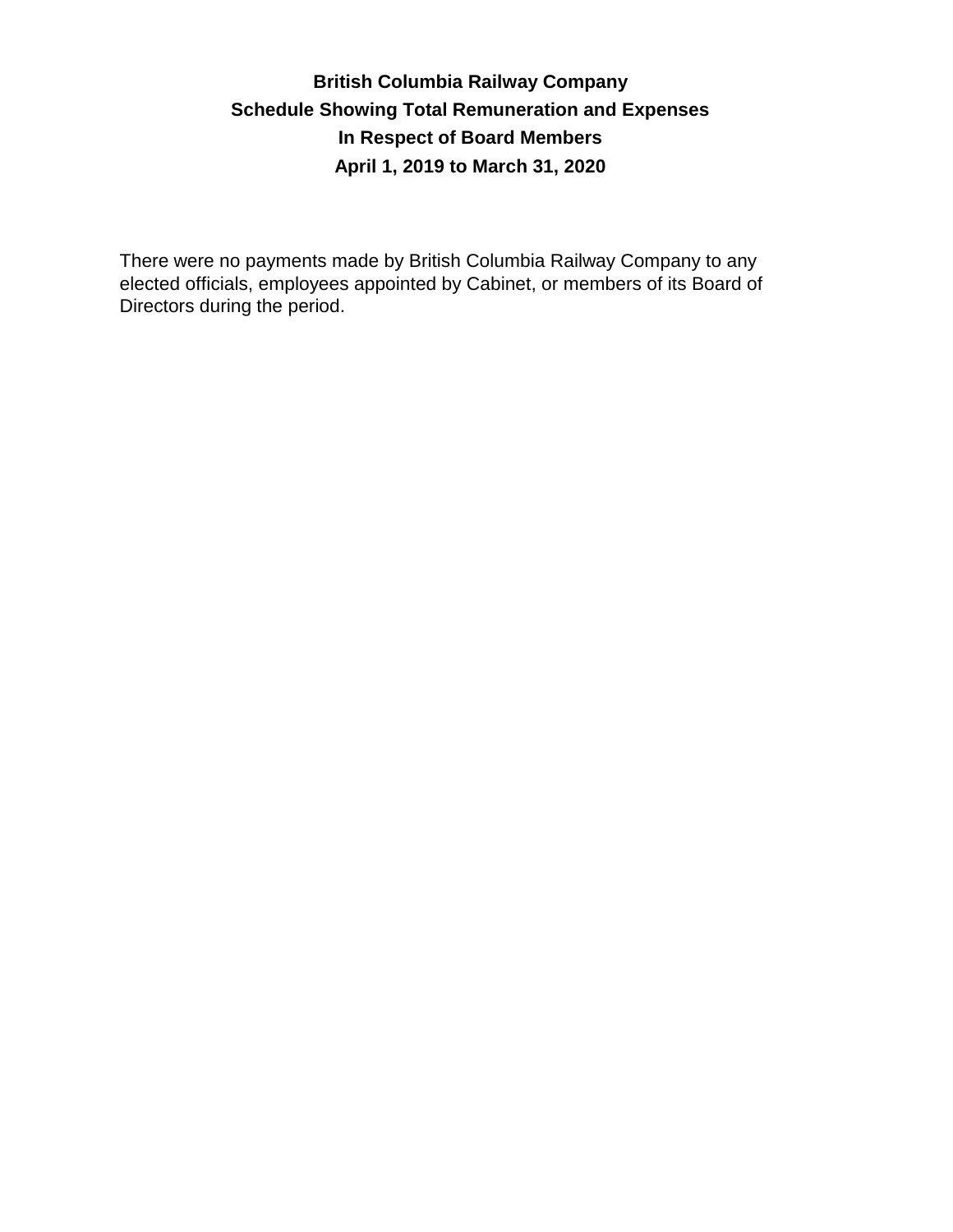# British Columbia Railway Company
## Schedule Showing Total Remuneration and Expenses
## In Respect of Board Members
## April 1, 2019 to March 31, 2020

There were no payments made by British Columbia Railway Company to any elected officials, employees appointed by Cabinet, or members of its Board of Directors during the period.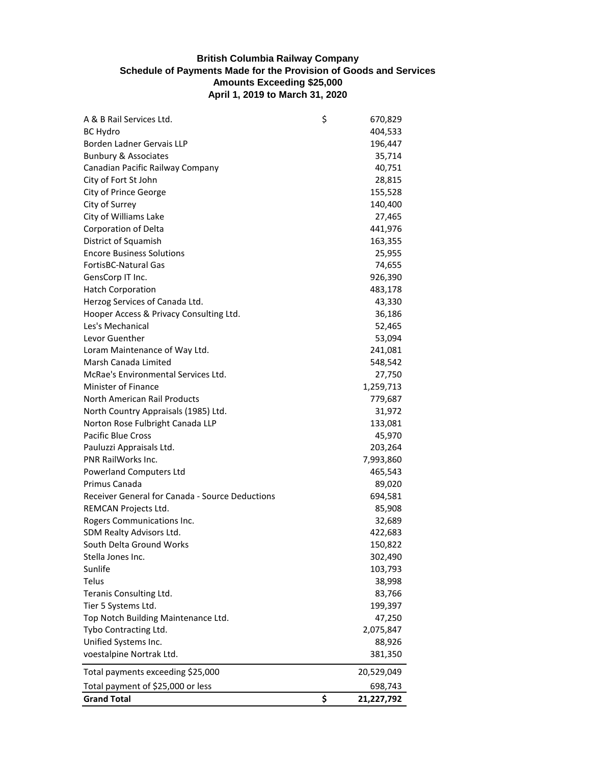**British Columbia Railway Company**
**Schedule of Payments Made for the Provision of Goods and Services**
**Amounts Exceeding $25,000**
**April 1, 2019 to March 31, 2020**

| | | |
|---|---|---|
| A & B Rail Services Ltd. | $ | 670,829 |
| BC Hydro | | 404,533 |
| Borden Ladner Gervais LLP | | 196,447 |
| Bunbury & Associates | | 35,714 |
| Canadian Pacific Railway Company | | 40,751 |
| City of Fort St John | | 28,815 |
| City of Prince George | | 155,528 |
| City of Surrey | | 140,400 |
| City of Williams Lake | | 27,465 |
| Corporation of Delta | | 441,976 |
| District of Squamish | | 163,355 |
| Encore Business Solutions | | 25,955 |
| FortisBC-Natural Gas | | 74,655 |
| GensCorp IT Inc. | | 926,390 |
| Hatch Corporation | | 483,178 |
| Herzog Services of Canada Ltd. | | 43,330 |
| Hooper Access & Privacy Consulting Ltd. | | 36,186 |
| Les's Mechanical | | 52,465 |
| Levor Guenther | | 53,094 |
| Loram Maintenance of Way Ltd. | | 241,081 |
| Marsh Canada Limited | | 548,542 |
| McRae's Environmental Services Ltd. | | 27,750 |
| Minister of Finance | | 1,259,713 |
| North American Rail Products | | 779,687 |
| North Country Appraisals (1985) Ltd. | | 31,972 |
| Norton Rose Fulbright Canada LLP | | 133,081 |
| Pacific Blue Cross | | 45,970 |
| Pauluzzi Appraisals Ltd. | | 203,264 |
| PNR RailWorks Inc. | | 7,993,860 |
| Powerland Computers Ltd | | 465,543 |
| Primus Canada | | 89,020 |
| Receiver General for Canada - Source Deductions | | 694,581 |
| REMCAN Projects Ltd. | | 85,908 |
| Rogers Communications Inc. | | 32,689 |
| SDM Realty Advisors Ltd. | | 422,683 |
| South Delta Ground Works | | 150,822 |
| Stella Jones Inc. | | 302,490 |
| Sunlife | | 103,793 |
| Telus | | 38,998 |
| Teranis Consulting Ltd. | | 83,766 |
| Tier 5 Systems Ltd. | | 199,397 |
| Top Notch Building Maintenance Ltd. | | 47,250 |
| Tybo Contracting Ltd. | | 2,075,847 |
| Unified Systems Inc. | | 88,926 |
| voestalpine Nortrak Ltd. | | 381,350 |
| Total payments exceeding $25,000 | | 20,529,049 |
| Total payment of $25,000 or less | | 698,743 |
| **Grand Total** | **$** | **21,227,792** |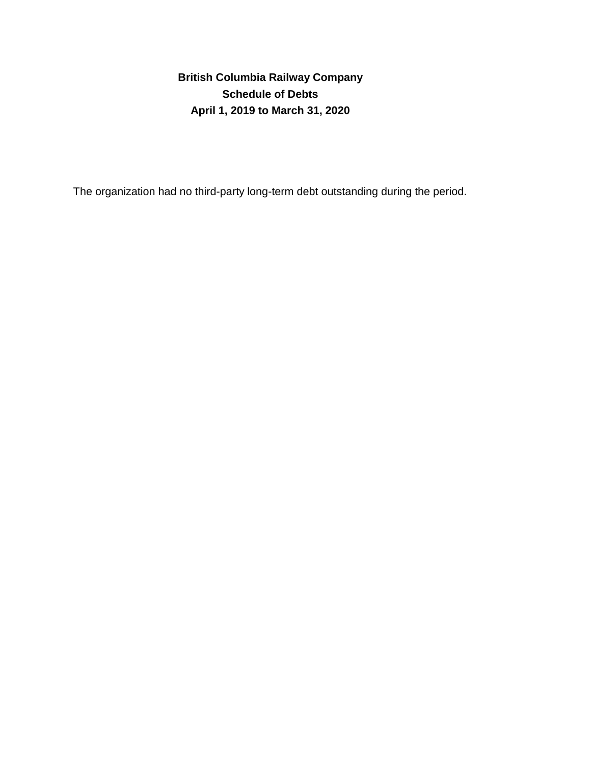**British Columbia Railway Company**

**Schedule of Debts**

**April 1, 2019 to March 31, 2020**

The organization had no third-party long-term debt outstanding during the period.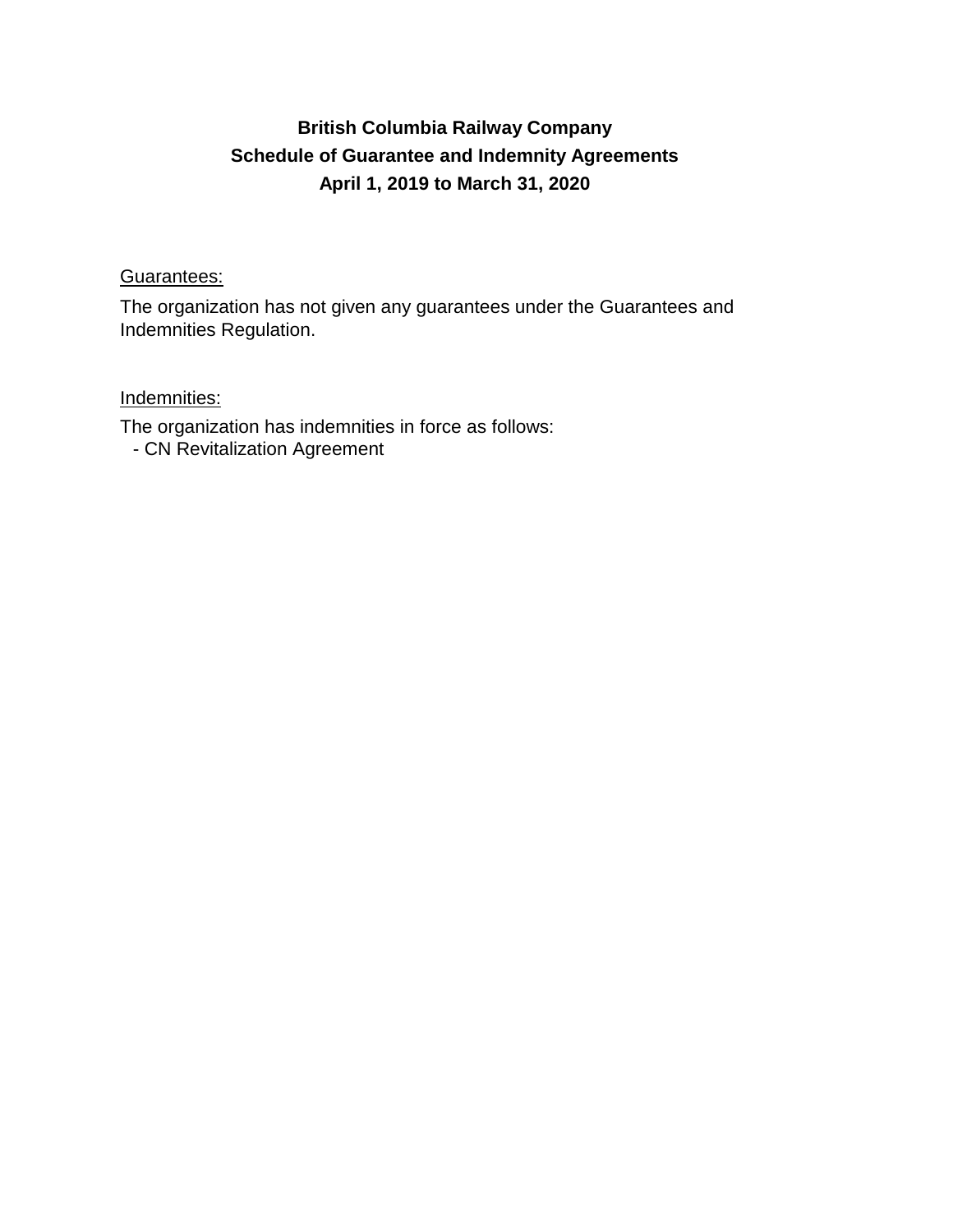# British Columbia Railway Company
## Schedule of Guarantee and Indemnity Agreements
## April 1, 2019 to March 31, 2020

Guarantees:

The organization has not given any guarantees under the Guarantees and Indemnities Regulation.

Indemnities:

The organization has indemnities in force as follows:

- CN Revitalization Agreement